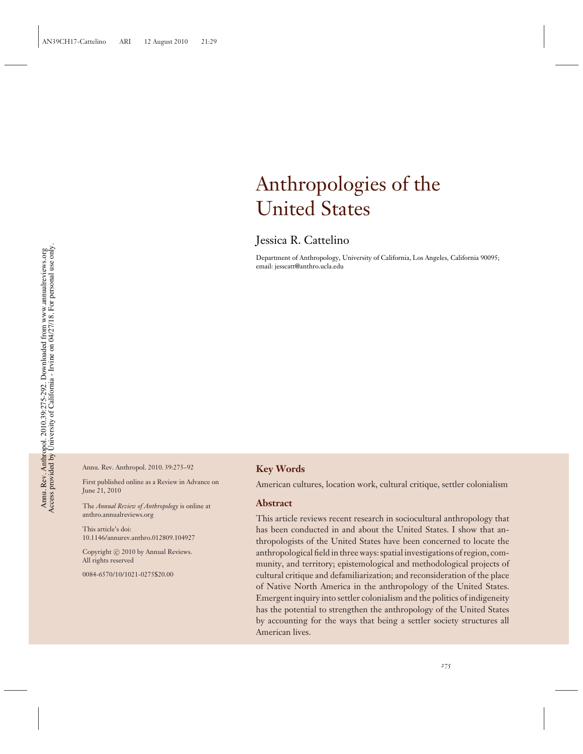# Anthropologies of the United States

Jessica R. Cattelino

Department of Anthropology, University of California, Los Angeles, California 90095; email: jesscatt@anthro.ucla.edu

Annu. Rev. Anthropol. 2010. 39:275–92

First published online as a Review in Advance on June 21, 2010

The *Annual Review of Anthropology* is online at anthro.annualreviews.org

This article's doi: 10.1146/annurev.anthro.012809.104927

Copyright © 2010 by Annual Reviews. All rights reserved

0084-6570/10/1021-0275$20.00

## Key Words

American cultures, location work, cultural critique, settler colonialism

## Abstract

This article reviews recent research in sociocultural anthropology that has been conducted in and about the United States. I show that anthropologists of the United States have been concerned to locate the anthropological field in three ways: spatial investigations of region, community, and territory; epistemological and methodological projects of cultural critique and defamiliarization; and reconsideration of the place of Native North America in the anthropology of the United States. Emergent inquiry into settler colonialism and the politics of indigeneity has the potential to strengthen the anthropology of the United States by accounting for the ways that being a settler society structures all American lives.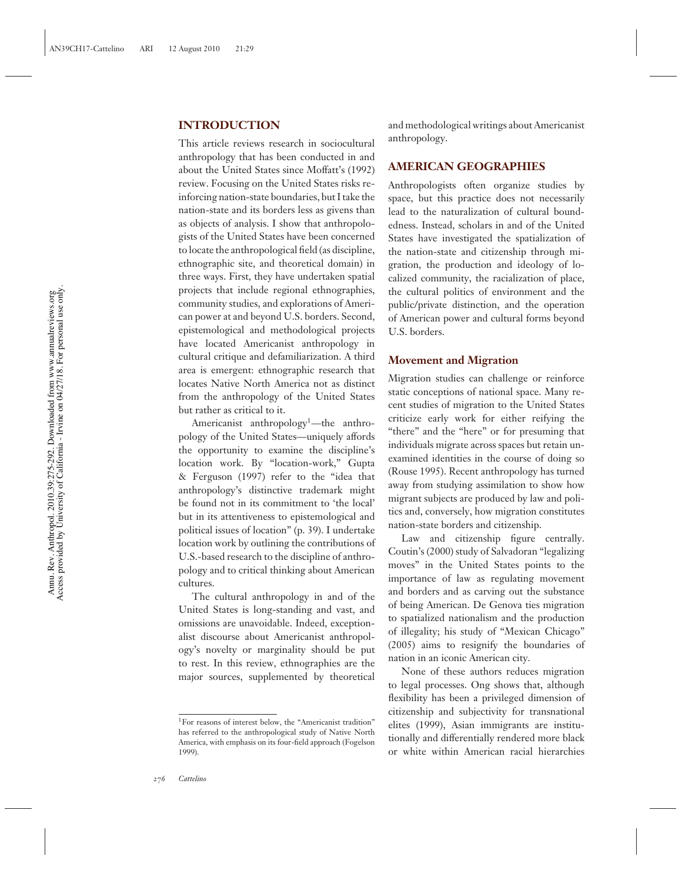## INTRODUCTION

This article reviews research in sociocultural anthropology that has been conducted in and about the United States since Moffatt's (1992) review. Focusing on the United States risks reinforcing nation-state boundaries, but I take the nation-state and its borders less as givens than as objects of analysis. I show that anthropologists of the United States have been concerned to locate the anthropological field (as discipline, ethnographic site, and theoretical domain) in three ways. First, they have undertaken spatial projects that include regional ethnographies, community studies, and explorations of American power at and beyond U.S. borders. Second, epistemological and methodological projects have located Americanist anthropology in cultural critique and defamiliarization. A third area is emergent: ethnographic research that locates Native North America not as distinct from the anthropology of the United States but rather as critical to it.

Americanist anthropology[1]—the anthropology of the United States—uniquely affords the opportunity to examine the discipline's location work. By "location-work," Gupta & Ferguson (1997) refer to the "idea that anthropology's distinctive trademark might be found not in its commitment to 'the local' but in its attentiveness to epistemological and political issues of location" (p. 39). I undertake location work by outlining the contributions of U.S.-based research to the discipline of anthropology and to critical thinking about American cultures.

The cultural anthropology in and of the United States is long-standing and vast, and omissions are unavoidable. Indeed, exceptionalist discourse about Americanist anthropology's novelty or marginality should be put to rest. In this review, ethnographies are the major sources, supplemented by theoretical and methodological writings about Americanist anthropology.

## AMERICAN GEOGRAPHIES

Anthropologists often organize studies by space, but this practice does not necessarily lead to the naturalization of cultural boundedness. Instead, scholars in and of the United States have investigated the spatialization of the nation-state and citizenship through migration, the production and ideology of localized community, the racialization of place, the cultural politics of environment and the public/private distinction, and the operation of American power and cultural forms beyond U.S. borders.

### Movement and Migration

Migration studies can challenge or reinforce static conceptions of national space. Many recent studies of migration to the United States criticize early work for either reifying the "there" and the "here" or for presuming that individuals migrate across spaces but retain unexamined identities in the course of doing so (Rouse 1995). Recent anthropology has turned away from studying assimilation to show how migrant subjects are produced by law and politics and, conversely, how migration constitutes nation-state borders and citizenship.

Law and citizenship figure centrally. Coutin's (2000) study of Salvadoran "legalizing moves" in the United States points to the importance of law as regulating movement and borders and as carving out the substance of being American. De Genova ties migration to spatialized nationalism and the production of illegality; his study of "Mexican Chicago" (2005) aims to resignify the boundaries of nation in an iconic American city.

None of these authors reduces migration to legal processes. Ong shows that, although flexibility has been a privileged dimension of citizenship and subjectivity for transnational elites (1999), Asian immigrants are institutionally and differentially rendered more black or white within American racial hierarchies

[1] For reasons of interest below, the "Americanist tradition" has referred to the anthropological study of Native North America, with emphasis on its four-field approach (Fogelson 1999).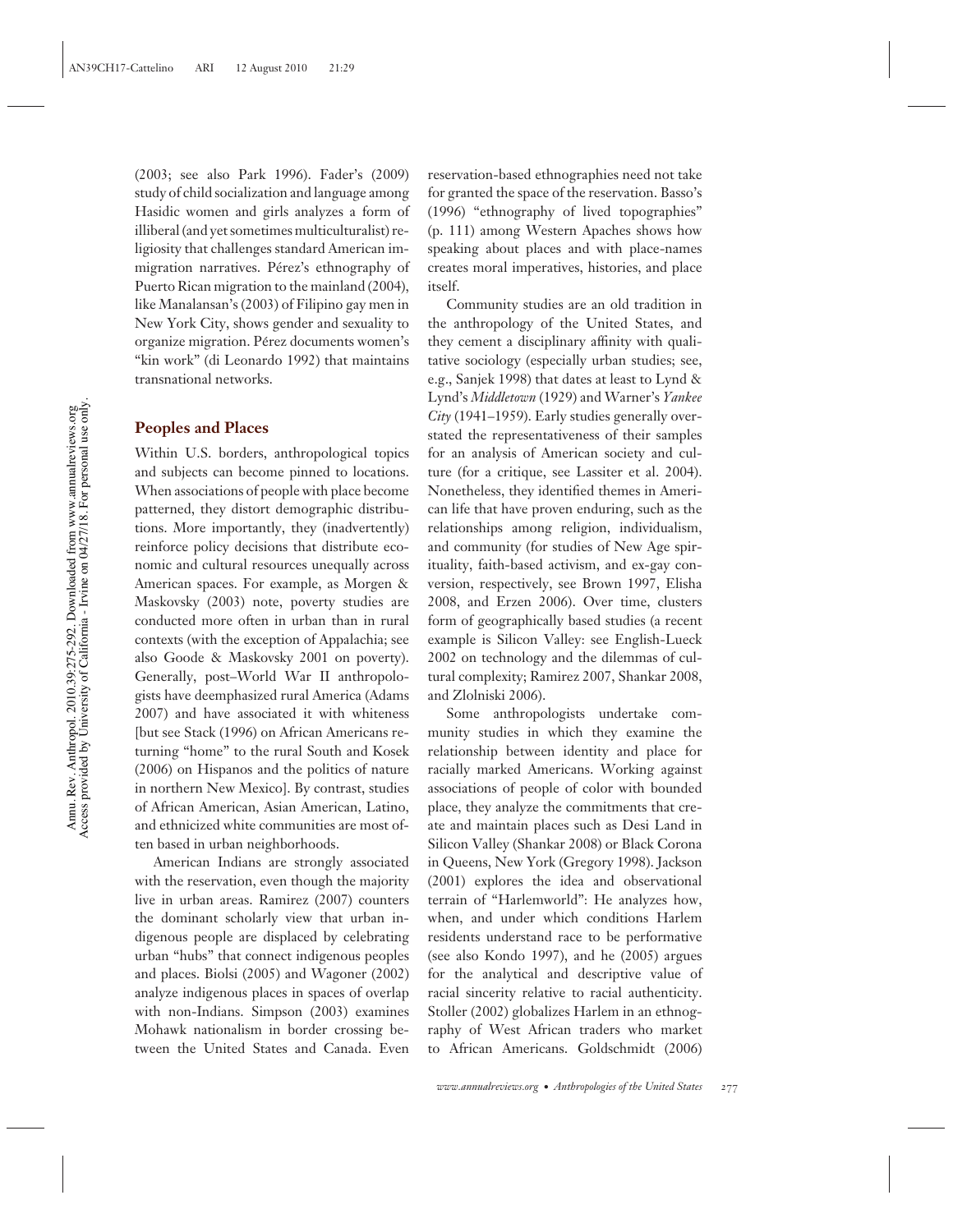(2003; see also Park 1996). Fader's (2009) study of child socialization and language among Hasidic women and girls analyzes a form of illiberal (and yet sometimes multiculturalist) religiosity that challenges standard American immigration narratives. Pérez's ethnography of Puerto Rican migration to the mainland (2004), like Manalansan's (2003) of Filipino gay men in New York City, shows gender and sexuality to organize migration. Pérez documents women's "kin work" (di Leonardo 1992) that maintains transnational networks.

## Peoples and Places

Within U.S. borders, anthropological topics and subjects can become pinned to locations. When associations of people with place become patterned, they distort demographic distributions. More importantly, they (inadvertently) reinforce policy decisions that distribute economic and cultural resources unequally across American spaces. For example, as Morgen & Maskovsky (2003) note, poverty studies are conducted more often in urban than in rural contexts (with the exception of Appalachia; see also Goode & Maskovsky 2001 on poverty). Generally, post–World War II anthropologists have deemphasized rural America (Adams 2007) and have associated it with whiteness [but see Stack (1996) on African Americans returning "home" to the rural South and Kosek (2006) on Hispanos and the politics of nature in northern New Mexico]. By contrast, studies of African American, Asian American, Latino, and ethnicized white communities are most often based in urban neighborhoods.

American Indians are strongly associated with the reservation, even though the majority live in urban areas. Ramirez (2007) counters the dominant scholarly view that urban indigenous people are displaced by celebrating urban "hubs" that connect indigenous peoples and places. Biolsi (2005) and Wagoner (2002) analyze indigenous places in spaces of overlap with non-Indians. Simpson (2003) examines Mohawk nationalism in border crossing between the United States and Canada. Even reservation-based ethnographies need not take for granted the space of the reservation. Basso's (1996) "ethnography of lived topographies" (p. 111) among Western Apaches shows how speaking about places and with place-names creates moral imperatives, histories, and place itself.

Community studies are an old tradition in the anthropology of the United States, and they cement a disciplinary affinity with qualitative sociology (especially urban studies; see, e.g., Sanjek 1998) that dates at least to Lynd & Lynd's *Middletown* (1929) and Warner's *Yankee City* (1941–1959). Early studies generally overstated the representativeness of their samples for an analysis of American society and culture (for a critique, see Lassiter et al. 2004). Nonetheless, they identified themes in American life that have proven enduring, such as the relationships among religion, individualism, and community (for studies of New Age spirituality, faith-based activism, and ex-gay conversion, respectively, see Brown 1997, Elisha 2008, and Erzen 2006). Over time, clusters form of geographically based studies (a recent example is Silicon Valley: see English-Lueck 2002 on technology and the dilemmas of cultural complexity; Ramirez 2007, Shankar 2008, and Zlolniski 2006).

Some anthropologists undertake community studies in which they examine the relationship between identity and place for racially marked Americans. Working against associations of people of color with bounded place, they analyze the commitments that create and maintain places such as Desi Land in Silicon Valley (Shankar 2008) or Black Corona in Queens, New York (Gregory 1998). Jackson (2001) explores the idea and observational terrain of "Harlemworld": He analyzes how, when, and under which conditions Harlem residents understand race to be performative (see also Kondo 1997), and he (2005) argues for the analytical and descriptive value of racial sincerity relative to racial authenticity. Stoller (2002) globalizes Harlem in an ethnography of West African traders who market to African Americans. Goldschmidt (2006)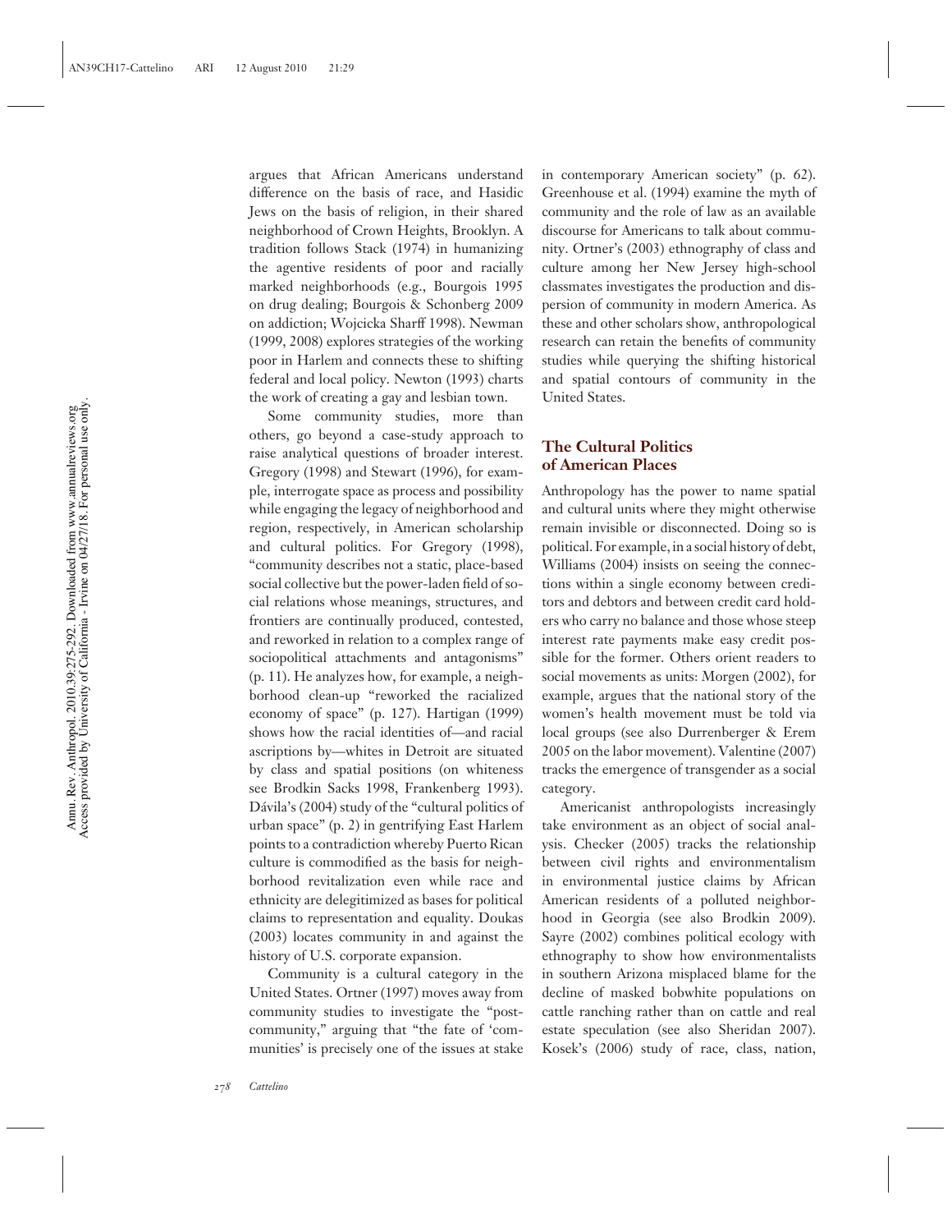argues that African Americans understand difference on the basis of race, and Hasidic Jews on the basis of religion, in their shared neighborhood of Crown Heights, Brooklyn. A tradition follows Stack (1974) in humanizing the agentive residents of poor and racially marked neighborhoods (e.g., Bourgois 1995 on drug dealing; Bourgois & Schonberg 2009 on addiction; Wojcicka Sharff 1998). Newman (1999, 2008) explores strategies of the working poor in Harlem and connects these to shifting federal and local policy. Newton (1993) charts the work of creating a gay and lesbian town.

Some community studies, more than others, go beyond a case-study approach to raise analytical questions of broader interest. Gregory (1998) and Stewart (1996), for example, interrogate space as process and possibility while engaging the legacy of neighborhood and region, respectively, in American scholarship and cultural politics. For Gregory (1998), "community describes not a static, place-based social collective but the power-laden field of social relations whose meanings, structures, and frontiers are continually produced, contested, and reworked in relation to a complex range of sociopolitical attachments and antagonisms" (p. 11). He analyzes how, for example, a neighborhood clean-up "reworked the racialized economy of space" (p. 127). Hartigan (1999) shows how the racial identities of—and racial ascriptions by—whites in Detroit are situated by class and spatial positions (on whiteness see Brodkin Sacks 1998, Frankenberg 1993). Dávila's (2004) study of the "cultural politics of urban space" (p. 2) in gentrifying East Harlem points to a contradiction whereby Puerto Rican culture is commodified as the basis for neighborhood revitalization even while race and ethnicity are delegitimized as bases for political claims to representation and equality. Doukas (2003) locates community in and against the history of U.S. corporate expansion.

Community is a cultural category in the United States. Ortner (1997) moves away from community studies to investigate the "postcommunity," arguing that "the fate of 'communities' is precisely one of the issues at stake in contemporary American society" (p. 62). Greenhouse et al. (1994) examine the myth of community and the role of law as an available discourse for Americans to talk about community. Ortner's (2003) ethnography of class and culture among her New Jersey high-school classmates investigates the production and dispersion of community in modern America. As these and other scholars show, anthropological research can retain the benefits of community studies while querying the shifting historical and spatial contours of community in the United States.

## The Cultural Politics of American Places

Anthropology has the power to name spatial and cultural units where they might otherwise remain invisible or disconnected. Doing so is political. For example, in a social history of debt, Williams (2004) insists on seeing the connections within a single economy between creditors and debtors and between credit card holders who carry no balance and those whose steep interest rate payments make easy credit possible for the former. Others orient readers to social movements as units: Morgen (2002), for example, argues that the national story of the women's health movement must be told via local groups (see also Durrenberger & Erem 2005 on the labor movement). Valentine (2007) tracks the emergence of transgender as a social category.

Americanist anthropologists increasingly take environment as an object of social analysis. Checker (2005) tracks the relationship between civil rights and environmentalism in environmental justice claims by African American residents of a polluted neighborhood in Georgia (see also Brodkin 2009). Sayre (2002) combines political ecology with ethnography to show how environmentalists in southern Arizona misplaced blame for the decline of masked bobwhite populations on cattle ranching rather than on cattle and real estate speculation (see also Sheridan 2007). Kosek's (2006) study of race, class, nation,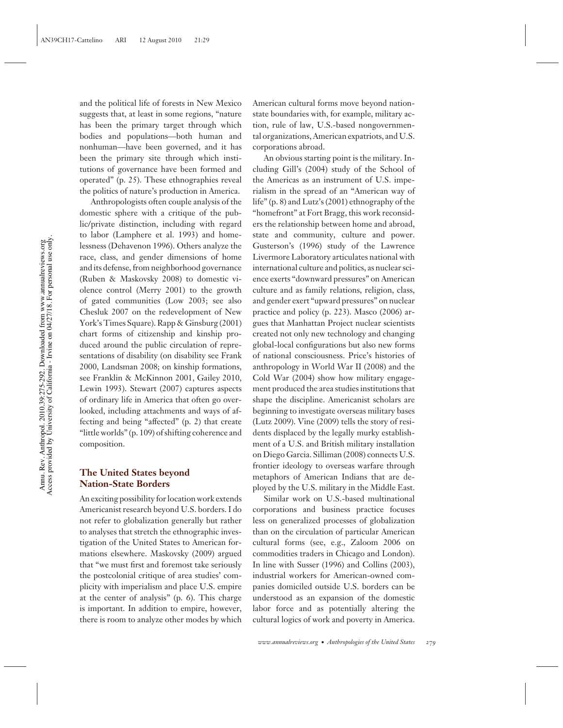and the political life of forests in New Mexico suggests that, at least in some regions, "nature has been the primary target through which bodies and populations—both human and nonhuman—have been governed, and it has been the primary site through which institutions of governance have been formed and operated" (p. 25). These ethnographies reveal the politics of nature's production in America.

Anthropologists often couple analysis of the domestic sphere with a critique of the public/private distinction, including with regard to labor (Lamphere et al. 1993) and homelessness (Dehavenon 1996). Others analyze the race, class, and gender dimensions of home and its defense, from neighborhood governance (Ruben & Maskovsky 2008) to domestic violence control (Merry 2001) to the growth of gated communities (Low 2003; see also Chesluk 2007 on the redevelopment of New York's Times Square). Rapp & Ginsburg (2001) chart forms of citizenship and kinship produced around the public circulation of representations of disability (on disability see Frank 2000, Landsman 2008; on kinship formations, see Franklin & McKinnon 2001, Gailey 2010, Lewin 1993). Stewart (2007) captures aspects of ordinary life in America that often go overlooked, including attachments and ways of affecting and being "affected" (p. 2) that create "little worlds" (p. 109) of shifting coherence and composition.

## The United States beyond Nation-State Borders

An exciting possibility for location work extends Americanist research beyond U.S. borders. I do not refer to globalization generally but rather to analyses that stretch the ethnographic investigation of the United States to American formations elsewhere. Maskovsky (2009) argued that "we must first and foremost take seriously the postcolonial critique of area studies' complicity with imperialism and place U.S. empire at the center of analysis" (p. 6). This charge is important. In addition to empire, however, there is room to analyze other modes by which American cultural forms move beyond nation-state boundaries with, for example, military action, rule of law, U.S.-based nongovernmental organizations, American expatriots, and U.S. corporations abroad.

An obvious starting point is the military. Including Gill's (2004) study of the School of the Americas as an instrument of U.S. imperialism in the spread of an "American way of life" (p. 8) and Lutz's (2001) ethnography of the "homefront" at Fort Bragg, this work reconsiders the relationship between home and abroad, state and community, culture and power. Gusterson's (1996) study of the Lawrence Livermore Laboratory articulates national with international culture and politics, as nuclear science exerts "downward pressures" on American culture and as family relations, religion, class, and gender exert "upward pressures" on nuclear practice and policy (p. 223). Masco (2006) argues that Manhattan Project nuclear scientists created not only new technology and changing global-local configurations but also new forms of national consciousness. Price's histories of anthropology in World War II (2008) and the Cold War (2004) show how military engagement produced the area studies institutions that shape the discipline. Americanist scholars are beginning to investigate overseas military bases (Lutz 2009). Vine (2009) tells the story of residents displaced by the legally murky establishment of a U.S. and British military installation on Diego Garcia. Silliman (2008) connects U.S. frontier ideology to overseas warfare through metaphors of American Indians that are deployed by the U.S. military in the Middle East.

Similar work on U.S.-based multinational corporations and business practice focuses less on generalized processes of globalization than on the circulation of particular American cultural forms (see, e.g., Zaloom 2006 on commodities traders in Chicago and London). In line with Susser (1996) and Collins (2003), industrial workers for American-owned companies domiciled outside U.S. borders can be understood as an expansion of the domestic labor force and as potentially altering the cultural logics of work and poverty in America.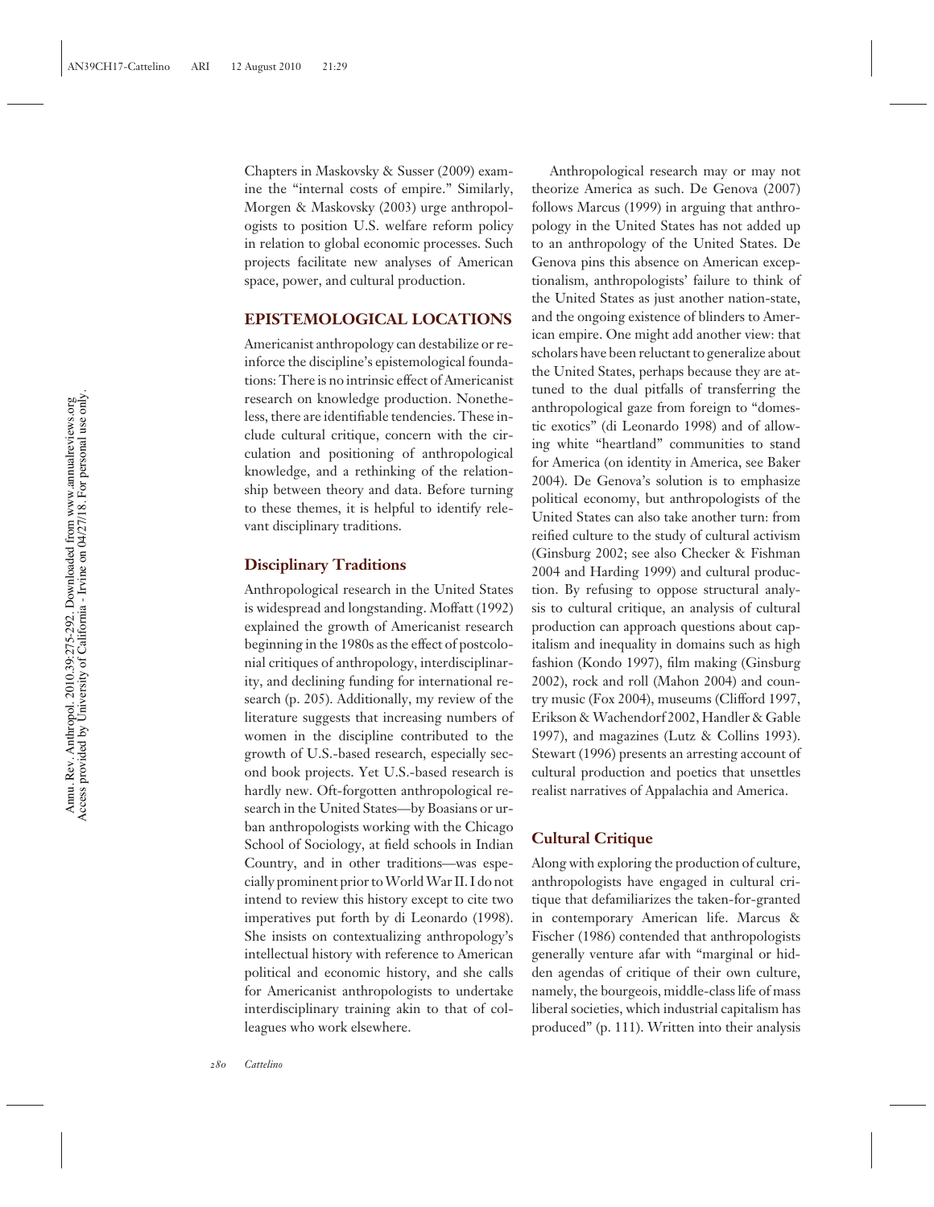Chapters in Maskovsky & Susser (2009) examine the "internal costs of empire." Similarly, Morgen & Maskovsky (2003) urge anthropologists to position U.S. welfare reform policy in relation to global economic processes. Such projects facilitate new analyses of American space, power, and cultural production.

## EPISTEMOLOGICAL LOCATIONS

Americanist anthropology can destabilize or reinforce the discipline's epistemological foundations: There is no intrinsic effect of Americanist research on knowledge production. Nonetheless, there are identifiable tendencies. These include cultural critique, concern with the circulation and positioning of anthropological knowledge, and a rethinking of the relationship between theory and data. Before turning to these themes, it is helpful to identify relevant disciplinary traditions.

### Disciplinary Traditions

Anthropological research in the United States is widespread and longstanding. Moffatt (1992) explained the growth of Americanist research beginning in the 1980s as the effect of postcolonial critiques of anthropology, interdisciplinarity, and declining funding for international research (p. 205). Additionally, my review of the literature suggests that increasing numbers of women in the discipline contributed to the growth of U.S.-based research, especially second book projects. Yet U.S.-based research is hardly new. Oft-forgotten anthropological research in the United States—by Boasians or urban anthropologists working with the Chicago School of Sociology, at field schools in Indian Country, and in other traditions—was especially prominent prior to World War II. I do not intend to review this history except to cite two imperatives put forth by di Leonardo (1998). She insists on contextualizing anthropology's intellectual history with reference to American political and economic history, and she calls for Americanist anthropologists to undertake interdisciplinary training akin to that of colleagues who work elsewhere.

Anthropological research may or may not theorize America as such. De Genova (2007) follows Marcus (1999) in arguing that anthropology in the United States has not added up to an anthropology of the United States. De Genova pins this absence on American exceptionalism, anthropologists' failure to think of the United States as just another nation-state, and the ongoing existence of blinders to American empire. One might add another view: that scholars have been reluctant to generalize about the United States, perhaps because they are attuned to the dual pitfalls of transferring the anthropological gaze from foreign to "domestic exotics" (di Leonardo 1998) and of allowing white "heartland" communities to stand for America (on identity in America, see Baker 2004). De Genova's solution is to emphasize political economy, but anthropologists of the United States can also take another turn: from reified culture to the study of cultural activism (Ginsburg 2002; see also Checker & Fishman 2004 and Harding 1999) and cultural production. By refusing to oppose structural analysis to cultural critique, an analysis of cultural production can approach questions about capitalism and inequality in domains such as high fashion (Kondo 1997), film making (Ginsburg 2002), rock and roll (Mahon 2004) and country music (Fox 2004), museums (Clifford 1997, Erikson & Wachendorf 2002, Handler & Gable 1997), and magazines (Lutz & Collins 1993). Stewart (1996) presents an arresting account of cultural production and poetics that unsettles realist narratives of Appalachia and America.

### Cultural Critique

Along with exploring the production of culture, anthropologists have engaged in cultural critique that defamiliarizes the taken-for-granted in contemporary American life. Marcus & Fischer (1986) contended that anthropologists generally venture afar with "marginal or hidden agendas of critique of their own culture, namely, the bourgeois, middle-class life of mass liberal societies, which industrial capitalism has produced" (p. 111). Written into their analysis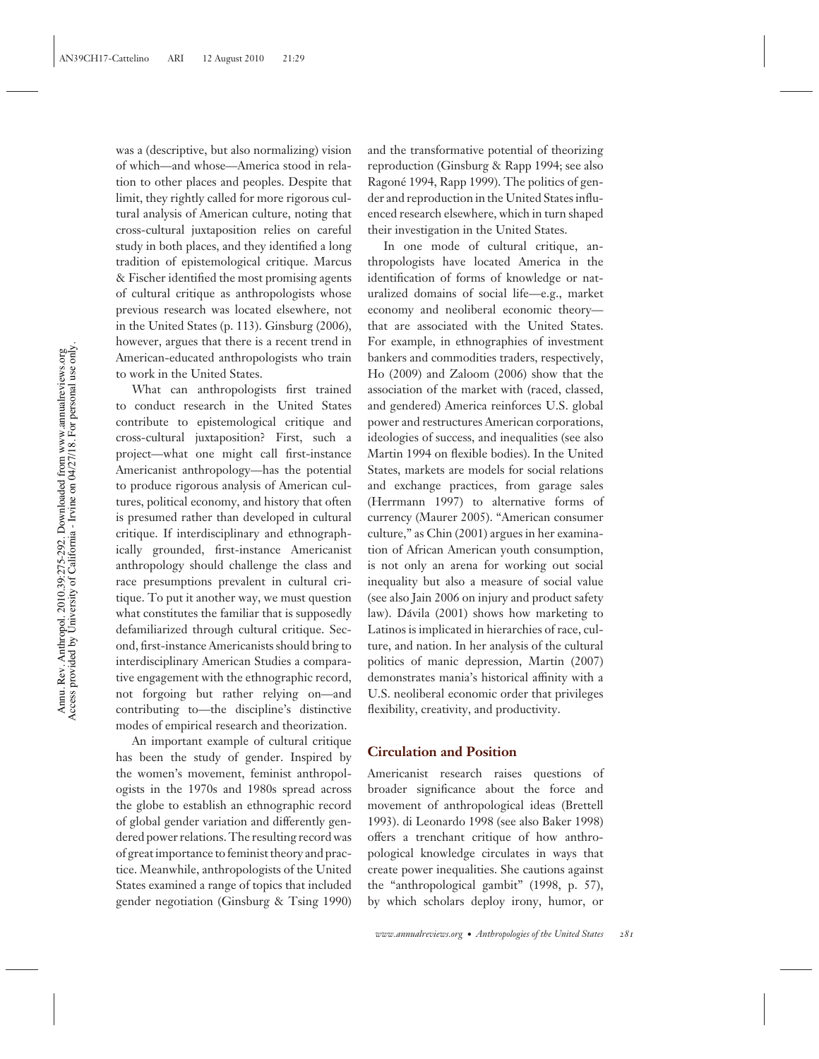was a (descriptive, but also normalizing) vision of which—and whose—America stood in relation to other places and peoples. Despite that limit, they rightly called for more rigorous cultural analysis of American culture, noting that cross-cultural juxtaposition relies on careful study in both places, and they identified a long tradition of epistemological critique. Marcus & Fischer identified the most promising agents of cultural critique as anthropologists whose previous research was located elsewhere, not in the United States (p. 113). Ginsburg (2006), however, argues that there is a recent trend in American-educated anthropologists who train to work in the United States.

What can anthropologists first trained to conduct research in the United States contribute to epistemological critique and cross-cultural juxtaposition? First, such a project—what one might call first-instance Americanist anthropology—has the potential to produce rigorous analysis of American cultures, political economy, and history that often is presumed rather than developed in cultural critique. If interdisciplinary and ethnographically grounded, first-instance Americanist anthropology should challenge the class and race presumptions prevalent in cultural critique. To put it another way, we must question what constitutes the familiar that is supposedly defamiliarized through cultural critique. Second, first-instance Americanists should bring to interdisciplinary American Studies a comparative engagement with the ethnographic record, not forgoing but rather relying on—and contributing to—the discipline's distinctive modes of empirical research and theorization.

An important example of cultural critique has been the study of gender. Inspired by the women's movement, feminist anthropologists in the 1970s and 1980s spread across the globe to establish an ethnographic record of global gender variation and differently gendered power relations. The resulting record was of great importance to feminist theory and practice. Meanwhile, anthropologists of the United States examined a range of topics that included gender negotiation (Ginsburg & Tsing 1990) and the transformative potential of theorizing reproduction (Ginsburg & Rapp 1994; see also Ragoné 1994, Rapp 1999). The politics of gender and reproduction in the United States influenced research elsewhere, which in turn shaped their investigation in the United States.

In one mode of cultural critique, anthropologists have located America in the identification of forms of knowledge or naturalized domains of social life—e.g., market economy and neoliberal economic theory—that are associated with the United States. For example, in ethnographies of investment bankers and commodities traders, respectively, Ho (2009) and Zaloom (2006) show that the association of the market with (raced, classed, and gendered) America reinforces U.S. global power and restructures American corporations, ideologies of success, and inequalities (see also Martin 1994 on flexible bodies). In the United States, markets are models for social relations and exchange practices, from garage sales (Herrmann 1997) to alternative forms of currency (Maurer 2005). "American consumer culture," as Chin (2001) argues in her examination of African American youth consumption, is not only an arena for working out social inequality but also a measure of social value (see also Jain 2006 on injury and product safety law). Dávila (2001) shows how marketing to Latinos is implicated in hierarchies of race, culture, and nation. In her analysis of the cultural politics of manic depression, Martin (2007) demonstrates mania's historical affinity with a U.S. neoliberal economic order that privileges flexibility, creativity, and productivity.

## Circulation and Position

Americanist research raises questions of broader significance about the force and movement of anthropological ideas (Brettell 1993). di Leonardo 1998 (see also Baker 1998) offers a trenchant critique of how anthropological knowledge circulates in ways that create power inequalities. She cautions against the "anthropological gambit" (1998, p. 57), by which scholars deploy irony, humor, or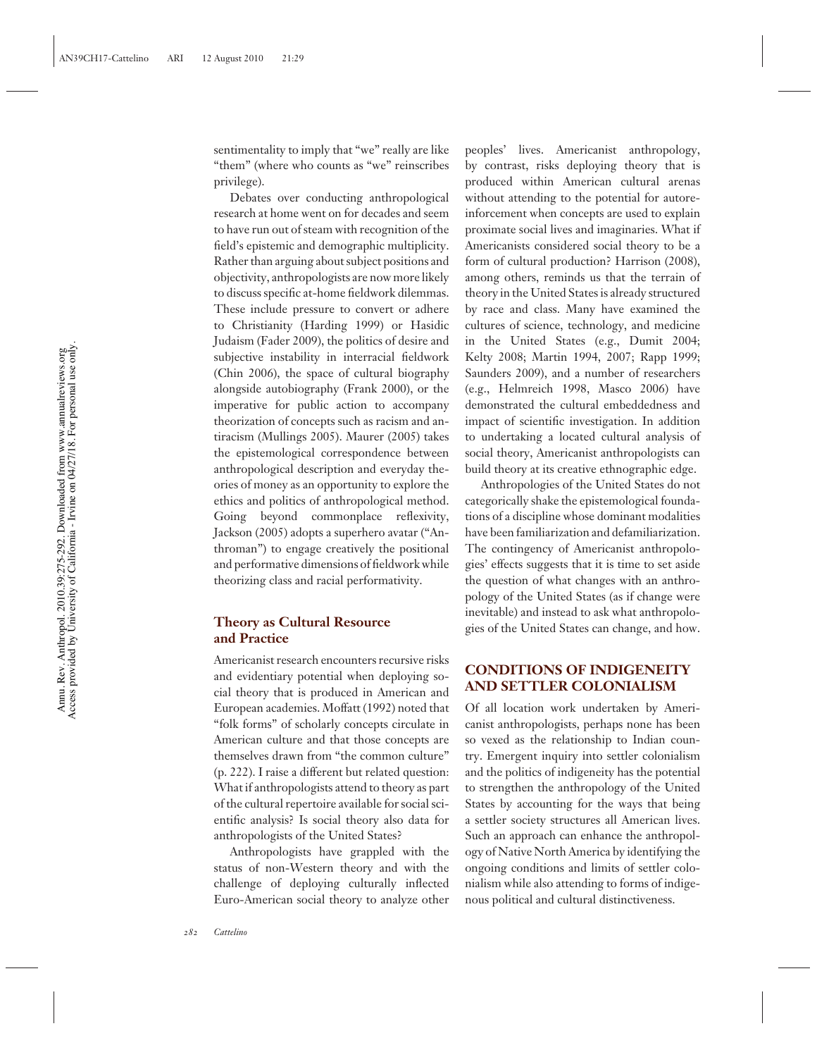sentimentality to imply that "we" really are like "them" (where who counts as "we" reinscribes privilege).

Debates over conducting anthropological research at home went on for decades and seem to have run out of steam with recognition of the field's epistemic and demographic multiplicity. Rather than arguing about subject positions and objectivity, anthropologists are now more likely to discuss specific at-home fieldwork dilemmas. These include pressure to convert or adhere to Christianity (Harding 1999) or Hasidic Judaism (Fader 2009), the politics of desire and subjective instability in interracial fieldwork (Chin 2006), the space of cultural biography alongside autobiography (Frank 2000), or the imperative for public action to accompany theorization of concepts such as racism and antiracism (Mullings 2005). Maurer (2005) takes the epistemological correspondence between anthropological description and everyday theories of money as an opportunity to explore the ethics and politics of anthropological method. Going beyond commonplace reflexivity, Jackson (2005) adopts a superhero avatar ("Anthroman") to engage creatively the positional and performative dimensions of fieldwork while theorizing class and racial performativity.

### Theory as Cultural Resource and Practice

Americanist research encounters recursive risks and evidentiary potential when deploying social theory that is produced in American and European academies. Moffatt (1992) noted that "folk forms" of scholarly concepts circulate in American culture and that those concepts are themselves drawn from "the common culture" (p. 222). I raise a different but related question: What if anthropologists attend to theory as part of the cultural repertoire available for social scientific analysis? Is social theory also data for anthropologists of the United States?

Anthropologists have grappled with the status of non-Western theory and with the challenge of deploying culturally inflected Euro-American social theory to analyze other peoples' lives. Americanist anthropology, by contrast, risks deploying theory that is produced within American cultural arenas without attending to the potential for autoreinforcement when concepts are used to explain proximate social lives and imaginaries. What if Americanists considered social theory to be a form of cultural production? Harrison (2008), among others, reminds us that the terrain of theory in the United States is already structured by race and class. Many have examined the cultures of science, technology, and medicine in the United States (e.g., Dumit 2004; Kelty 2008; Martin 1994, 2007; Rapp 1999; Saunders 2009), and a number of researchers (e.g., Helmreich 1998, Masco 2006) have demonstrated the cultural embeddedness and impact of scientific investigation. In addition to undertaking a located cultural analysis of social theory, Americanist anthropologists can build theory at its creative ethnographic edge.

Anthropologies of the United States do not categorically shake the epistemological foundations of a discipline whose dominant modalities have been familiarization and defamiliarization. The contingency of Americanist anthropologies' effects suggests that it is time to set aside the question of what changes with an anthropology of the United States (as if change were inevitable) and instead to ask what anthropologies of the United States can change, and how.

## CONDITIONS OF INDIGENEITY AND SETTLER COLONIALISM

Of all location work undertaken by Americanist anthropologists, perhaps none has been so vexed as the relationship to Indian country. Emergent inquiry into settler colonialism and the politics of indigeneity has the potential to strengthen the anthropology of the United States by accounting for the ways that being a settler society structures all American lives. Such an approach can enhance the anthropology of Native North America by identifying the ongoing conditions and limits of settler colonialism while also attending to forms of indigenous political and cultural distinctiveness.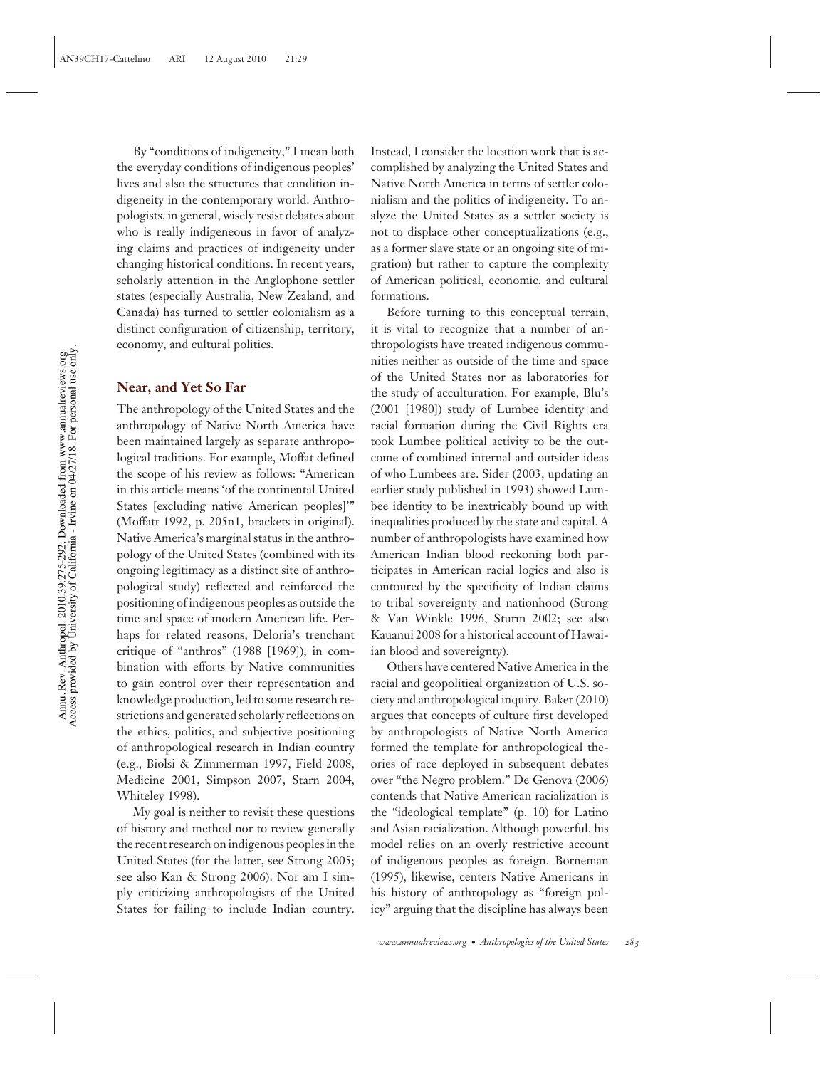By "conditions of indigeneity," I mean both the everyday conditions of indigenous peoples' lives and also the structures that condition indigeneity in the contemporary world. Anthropologists, in general, wisely resist debates about who is really indigenous in favor of analyzing claims and practices of indigeneity under changing historical conditions. In recent years, scholarly attention in the Anglophone settler states (especially Australia, New Zealand, and Canada) has turned to settler colonialism as a distinct configuration of citizenship, territory, economy, and cultural politics.

## Near, and Yet So Far

The anthropology of the United States and the anthropology of Native North America have been maintained largely as separate anthropological traditions. For example, Moffat defined the scope of his review as follows: "American in this article means 'of the continental United States [excluding native American peoples]'" (Moffatt 1992, p. 205n1, brackets in original). Native America's marginal status in the anthropology of the United States (combined with its ongoing legitimacy as a distinct site of anthropological study) reflected and reinforced the positioning of indigenous peoples as outside the time and space of modern American life. Perhaps for related reasons, Deloria's trenchant critique of "anthros" (1988 [1969]), in combination with efforts by Native communities to gain control over their representation and knowledge production, led to some research restrictions and generated scholarly reflections on the ethics, politics, and subjective positioning of anthropological research in Indian country (e.g., Biolsi & Zimmerman 1997, Field 2008, Medicine 2001, Simpson 2007, Starn 2004, Whiteley 1998).

My goal is neither to revisit these questions of history and method nor to review generally the recent research on indigenous peoples in the United States (for the latter, see Strong 2005; see also Kan & Strong 2006). Nor am I simply criticizing anthropologists of the United States for failing to include Indian country. Instead, I consider the location work that is accomplished by analyzing the United States and Native North America in terms of settler colonialism and the politics of indigeneity. To analyze the United States as a settler society is not to displace other conceptualizations (e.g., as a former slave state or an ongoing site of migration) but rather to capture the complexity of American political, economic, and cultural formations.

Before turning to this conceptual terrain, it is vital to recognize that a number of anthropologists have treated indigenous communities neither as outside of the time and space of the United States nor as laboratories for the study of acculturation. For example, Blu's (2001 [1980]) study of Lumbee identity and racial formation during the Civil Rights era took Lumbee political activity to be the outcome of combined internal and outsider ideas of who Lumbees are. Sider (2003, updating an earlier study published in 1993) showed Lumbee identity to be inextricably bound up with inequalities produced by the state and capital. A number of anthropologists have examined how American Indian blood reckoning both participates in American racial logics and also is contoured by the specificity of Indian claims to tribal sovereignty and nationhood (Strong & Van Winkle 1996, Sturm 2002; see also Kauanui 2008 for a historical account of Hawaiian blood and sovereignty).

Others have centered Native America in the racial and geopolitical organization of U.S. society and anthropological inquiry. Baker (2010) argues that concepts of culture first developed by anthropologists of Native North America formed the template for anthropological theories of race deployed in subsequent debates over "the Negro problem." De Genova (2006) contends that Native American racialization is the "ideological template" (p. 10) for Latino and Asian racialization. Although powerful, his model relies on an overly restrictive account of indigenous peoples as foreign. Borneman (1995), likewise, centers Native Americans in his history of anthropology as "foreign policy" arguing that the discipline has always been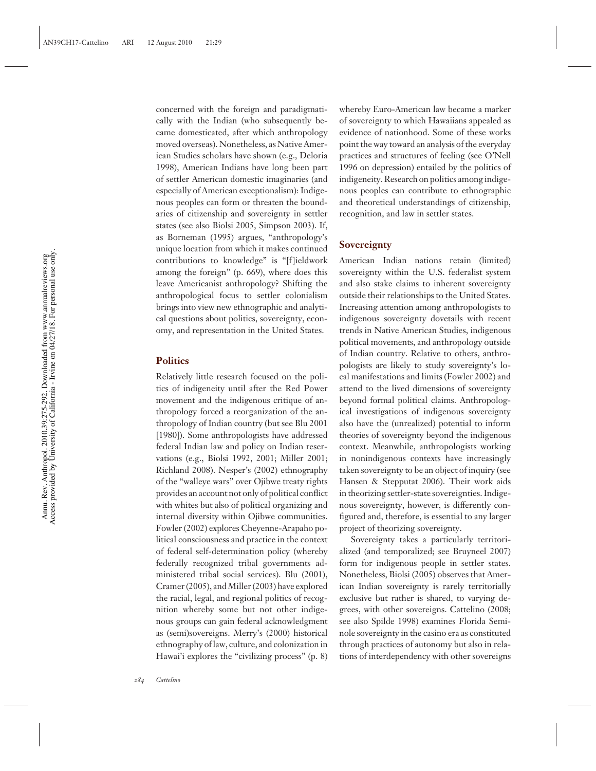concerned with the foreign and paradigmatically with the Indian (who subsequently became domesticated, after which anthropology moved overseas). Nonetheless, as Native American Studies scholars have shown (e.g., Deloria 1998), American Indians have long been part of settler American domestic imaginaries (and especially of American exceptionalism): Indigenous peoples can form or threaten the boundaries of citizenship and sovereignty in settler states (see also Biolsi 2005, Simpson 2003). If, as Borneman (1995) argues, "anthropology's unique location from which it makes continued contributions to knowledge" is "[f]ieldwork among the foreign" (p. 669), where does this leave Americanist anthropology? Shifting the anthropological focus to settler colonialism brings into view new ethnographic and analytical questions about politics, sovereignty, economy, and representation in the United States.

## Politics

Relatively little research focused on the politics of indigeneity until after the Red Power movement and the indigenous critique of anthropology forced a reorganization of the anthropology of Indian country (but see Blu 2001 [1980]). Some anthropologists have addressed federal Indian law and policy on Indian reservations (e.g., Biolsi 1992, 2001; Miller 2001; Richland 2008). Nesper's (2002) ethnography of the "walleye wars" over Ojibwe treaty rights provides an account not only of political conflict with whites but also of political organizing and internal diversity within Ojibwe communities. Fowler (2002) explores Cheyenne-Arapaho political consciousness and practice in the context of federal self-determination policy (whereby federally recognized tribal governments administered tribal social services). Blu (2001), Cramer (2005), and Miller (2003) have explored the racial, legal, and regional politics of recognition whereby some but not other indigenous groups can gain federal acknowledgment as (semi)sovereigns. Merry's (2000) historical ethnography of law, culture, and colonization in Hawai'i explores the "civilizing process" (p. 8) whereby Euro-American law became a marker of sovereignty to which Hawaiians appealed as evidence of nationhood. Some of these works point the way toward an analysis of the everyday practices and structures of feeling (see O'Nell 1996 on depression) entailed by the politics of indigeneity. Research on politics among indigenous peoples can contribute to ethnographic and theoretical understandings of citizenship, recognition, and law in settler states.

## Sovereignty

American Indian nations retain (limited) sovereignty within the U.S. federalist system and also stake claims to inherent sovereignty outside their relationships to the United States. Increasing attention among anthropologists to indigenous sovereignty dovetails with recent trends in Native American Studies, indigenous political movements, and anthropology outside of Indian country. Relative to others, anthropologists are likely to study sovereignty's local manifestations and limits (Fowler 2002) and attend to the lived dimensions of sovereignty beyond formal political claims. Anthropological investigations of indigenous sovereignty also have the (unrealized) potential to inform theories of sovereignty beyond the indigenous context. Meanwhile, anthropologists working in nonindigenous contexts have increasingly taken sovereignty to be an object of inquiry (see Hansen & Stepputat 2006). Their work aids in theorizing settler-state sovereignties. Indigenous sovereignty, however, is differently configured and, therefore, is essential to any larger project of theorizing sovereignty.

Sovereignty takes a particularly territorialized (and temporalized; see Bruyneel 2007) form for indigenous people in settler states. Nonetheless, Biolsi (2005) observes that American Indian sovereignty is rarely territorially exclusive but rather is shared, to varying degrees, with other sovereigns. Cattelino (2008; see also Spilde 1998) examines Florida Seminole sovereignty in the casino era as constituted through practices of autonomy but also in relations of interdependency with other sovereigns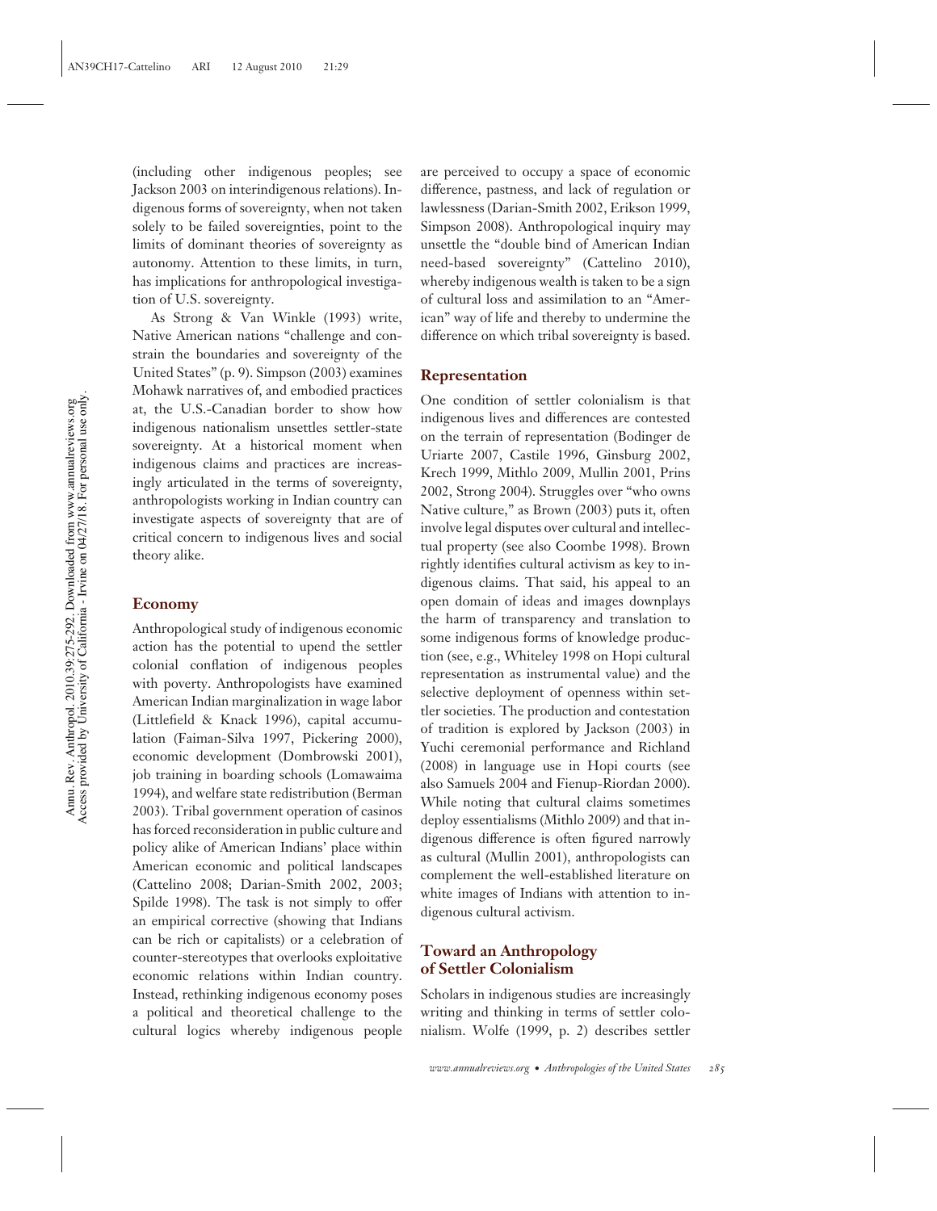(including other indigenous peoples; see Jackson 2003 on interindigenous relations). Indigenous forms of sovereignty, when not taken solely to be failed sovereignties, point to the limits of dominant theories of sovereignty as autonomy. Attention to these limits, in turn, has implications for anthropological investigation of U.S. sovereignty.

As Strong & Van Winkle (1993) write, Native American nations "challenge and constrain the boundaries and sovereignty of the United States" (p. 9). Simpson (2003) examines Mohawk narratives of, and embodied practices at, the U.S.-Canadian border to show how indigenous nationalism unsettles settler-state sovereignty. At a historical moment when indigenous claims and practices are increasingly articulated in the terms of sovereignty, anthropologists working in Indian country can investigate aspects of sovereignty that are of critical concern to indigenous lives and social theory alike.

### Economy

Anthropological study of indigenous economic action has the potential to upend the settler colonial conflation of indigenous peoples with poverty. Anthropologists have examined American Indian marginalization in wage labor (Littlefield & Knack 1996), capital accumulation (Faiman-Silva 1997, Pickering 2000), economic development (Dombrowski 2001), job training in boarding schools (Lomawaima 1994), and welfare state redistribution (Berman 2003). Tribal government operation of casinos has forced reconsideration in public culture and policy alike of American Indians' place within American economic and political landscapes (Cattelino 2008; Darian-Smith 2002, 2003; Spilde 1998). The task is not simply to offer an empirical corrective (showing that Indians can be rich or capitalists) or a celebration of counter-stereotypes that overlooks exploitative economic relations within Indian country. Instead, rethinking indigenous economy poses a political and theoretical challenge to the cultural logics whereby indigenous people are perceived to occupy a space of economic difference, pastness, and lack of regulation or lawlessness (Darian-Smith 2002, Erikson 1999, Simpson 2008). Anthropological inquiry may unsettle the "double bind of American Indian need-based sovereignty" (Cattelino 2010), whereby indigenous wealth is taken to be a sign of cultural loss and assimilation to an "American" way of life and thereby to undermine the difference on which tribal sovereignty is based.

### Representation

One condition of settler colonialism is that indigenous lives and differences are contested on the terrain of representation (Bodinger de Uriarte 2007, Castile 1996, Ginsburg 2002, Krech 1999, Mithlo 2009, Mullin 2001, Prins 2002, Strong 2004). Struggles over "who owns Native culture," as Brown (2003) puts it, often involve legal disputes over cultural and intellectual property (see also Coombe 1998). Brown rightly identifies cultural activism as key to indigenous claims. That said, his appeal to an open domain of ideas and images downplays the harm of transparency and translation to some indigenous forms of knowledge production (see, e.g., Whiteley 1998 on Hopi cultural representation as instrumental value) and the selective deployment of openness within settler societies. The production and contestation of tradition is explored by Jackson (2003) in Yuchi ceremonial performance and Richland (2008) in language use in Hopi courts (see also Samuels 2004 and Fienup-Riordan 2000). While noting that cultural claims sometimes deploy essentialisms (Mithlo 2009) and that indigenous difference is often figured narrowly as cultural (Mullin 2001), anthropologists can complement the well-established literature on white images of Indians with attention to indigenous cultural activism.

## Toward an Anthropology of Settler Colonialism

Scholars in indigenous studies are increasingly writing and thinking in terms of settler colonialism. Wolfe (1999, p. 2) describes settler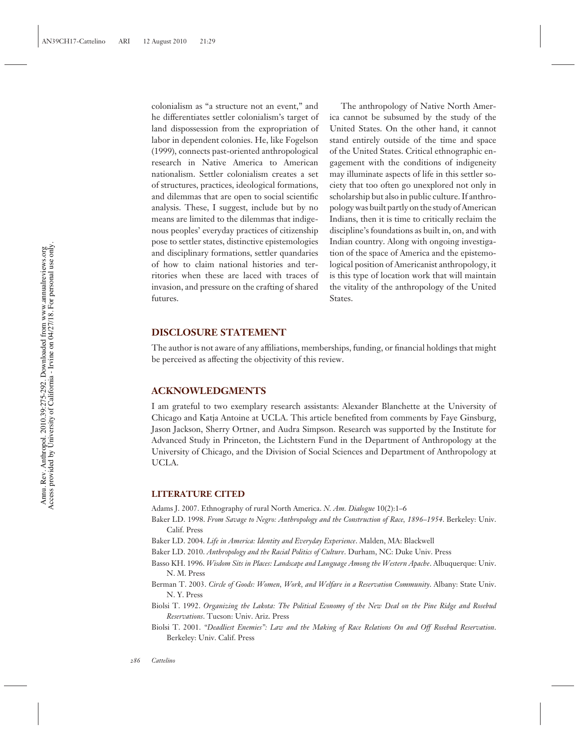colonialism as "a structure not an event," and he differentiates settler colonialism's target of land dispossession from the expropriation of labor in dependent colonies. He, like Fogelson (1999), connects past-oriented anthropological research in Native America to American nationalism. Settler colonialism creates a set of structures, practices, ideological formations, and dilemmas that are open to social scientific analysis. These, I suggest, include but by no means are limited to the dilemmas that indigenous peoples' everyday practices of citizenship pose to settler states, distinctive epistemologies and disciplinary formations, settler quandaries of how to claim national histories and territories when these are laced with traces of invasion, and pressure on the crafting of shared futures.

The anthropology of Native North America cannot be subsumed by the study of the United States. On the other hand, it cannot stand entirely outside of the time and space of the United States. Critical ethnographic engagement with the conditions of indigeneity may illuminate aspects of life in this settler society that too often go unexplored not only in scholarship but also in public culture. If anthropology was built partly on the study of American Indians, then it is time to critically reclaim the discipline's foundations as built in, on, and with Indian country. Along with ongoing investigation of the space of America and the epistemological position of Americanist anthropology, it is this type of location work that will maintain the vitality of the anthropology of the United States.

## DISCLOSURE STATEMENT

The author is not aware of any affiliations, memberships, funding, or financial holdings that might be perceived as affecting the objectivity of this review.

## ACKNOWLEDGMENTS

I am grateful to two exemplary research assistants: Alexander Blanchette at the University of Chicago and Katja Antoine at UCLA. This article benefited from comments by Faye Ginsburg, Jason Jackson, Sherry Ortner, and Audra Simpson. Research was supported by the Institute for Advanced Study in Princeton, the Lichtstern Fund in the Department of Anthropology at the University of Chicago, and the Division of Social Sciences and Department of Anthropology at UCLA.

## LITERATURE CITED

Adams J. 2007. Ethnography of rural North America. *N. Am. Dialogue* 10(2):1–6

Baker LD. 1998. *From Savage to Negro: Anthropology and the Construction of Race, 1896–1954*. Berkeley: Univ. Calif. Press

Baker LD. 2004. *Life in America: Identity and Everyday Experience*. Malden, MA: Blackwell

Baker LD. 2010. *Anthropology and the Racial Politics of Culture*. Durham, NC: Duke Univ. Press

Basso KH. 1996. *Wisdom Sits in Places: Landscape and Language Among the Western Apache*. Albuquerque: Univ. N. M. Press

Berman T. 2003. *Circle of Goods: Women, Work, and Welfare in a Reservation Community*. Albany: State Univ. N. Y. Press

Biolsi T. 1992. *Organizing the Lakota: The Political Economy of the New Deal on the Pine Ridge and Rosebud Reservations*. Tucson: Univ. Ariz. Press

Biolsi T. 2001. *"Deadliest Enemies": Law and the Making of Race Relations On and Off Rosebud Reservation*. Berkeley: Univ. Calif. Press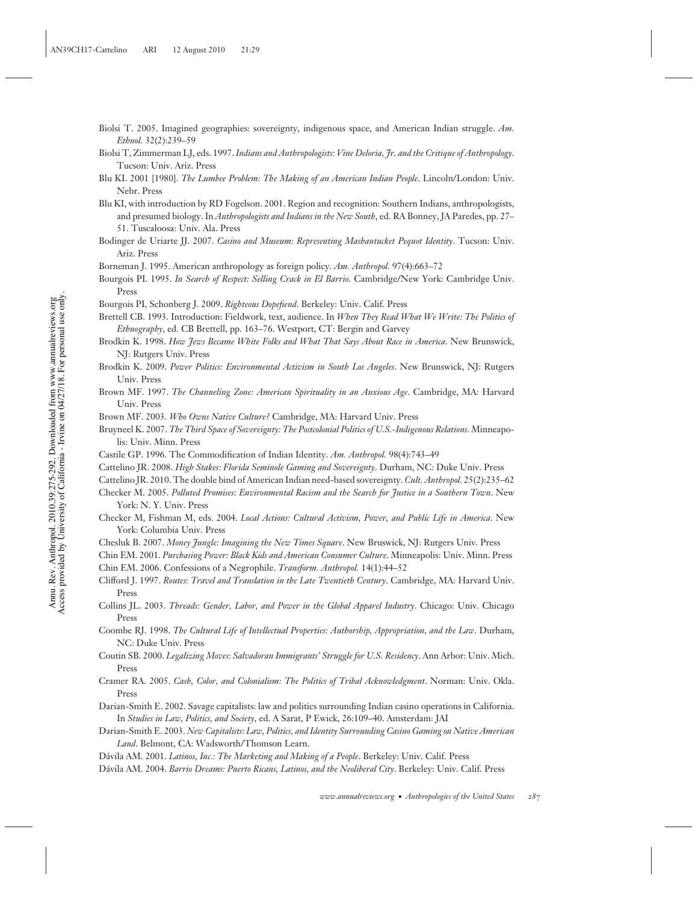Biolsi T. 2005. Imagined geographies: sovereignty, indigenous space, and American Indian struggle. *Am. Ethnol.* 32(2):239–59

Biolsi T, Zimmerman LJ, eds. 1997. *Indians and Anthropologists: Vine Deloria, Jr. and the Critique of Anthropology*. Tucson: Univ. Ariz. Press

Blu KI. 2001 [1980]. *The Lumbee Problem: The Making of an American Indian People*. Lincoln/London: Univ. Nebr. Press

Blu KI, with introduction by RD Fogelson. 2001. Region and recognition: Southern Indians, anthropologists, and presumed biology. In *Anthropologists and Indians in the New South*, ed. RA Bonney, JA Paredes, pp. 27–51. Tuscaloosa: Univ. Ala. Press

Bodinger de Uriarte JJ. 2007. *Casino and Museum: Representing Mashantucket Pequot Identity*. Tucson: Univ. Ariz. Press

Borneman J. 1995. American anthropology as foreign policy. *Am. Anthropol.* 97(4):663–72

Bourgois PI. 1995. *In Search of Respect: Selling Crack in El Barrio*. Cambridge/New York: Cambridge Univ. Press

Bourgois PI, Schonberg J. 2009. *Righteous Dopefiend*. Berkeley: Univ. Calif. Press

Brettell CB. 1993. Introduction: Fieldwork, text, audience. In *When They Read What We Write: The Politics of Ethnography*, ed. CB Brettell, pp. 163–76. Westport, CT: Bergin and Garvey

Brodkin K. 1998. *How Jews Became White Folks and What That Says About Race in America*. New Brunswick, NJ: Rutgers Univ. Press

Brodkin K. 2009. *Power Politics: Environmental Activism in South Los Angeles*. New Brunswick, NJ: Rutgers Univ. Press

Brown MF. 1997. *The Channeling Zone: American Spirituality in an Anxious Age*. Cambridge, MA: Harvard Univ. Press

Brown MF. 2003. *Who Owns Native Culture?* Cambridge, MA: Harvard Univ. Press

Bruyneel K. 2007. *The Third Space of Sovereignty: The Postcolonial Politics of U.S.-Indigenous Relations*. Minneapolis: Univ. Minn. Press

Castile GP. 1996. The Commodification of Indian Identity. *Am. Anthropol.* 98(4):743–49

Cattelino JR. 2008. *High Stakes: Florida Seminole Gaming and Sovereignty*. Durham, NC: Duke Univ. Press

Cattelino JR. 2010. The double bind of American Indian need-based sovereignty. *Cult. Anthropol.* 25(2):235–62

Checker M. 2005. *Polluted Promises: Environmental Racism and the Search for Justice in a Southern Town*. New York: N. Y. Univ. Press

Checker M, Fishman M, eds. 2004. *Local Actions: Cultural Activism, Power, and Public Life in America*. New York: Columbia Univ. Press

Chesluk B. 2007. *Money Jungle: Imagining the New Times Square*. New Bruswick, NJ: Rutgers Univ. Press

Chin EM. 2001. *Purchasing Power: Black Kids and American Consumer Culture*. Minneapolis: Univ. Minn. Press

Chin EM. 2006. Confessions of a Negrophile. *Transform. Anthropol.* 14(1):44–52

Clifford J. 1997. *Routes: Travel and Translation in the Late Twentieth Century*. Cambridge, MA: Harvard Univ. Press

Collins JL. 2003. *Threads: Gender, Labor, and Power in the Global Apparel Industry*. Chicago: Univ. Chicago Press

Coombe RJ. 1998. *The Cultural Life of Intellectual Properties: Authorship, Appropriation, and the Law*. Durham, NC: Duke Univ. Press

Coutin SB. 2000. *Legalizing Moves: Salvadoran Immigrants' Struggle for U.S. Residency*. Ann Arbor: Univ. Mich. Press

Cramer RA. 2005. *Cash, Color, and Colonialism: The Politics of Tribal Acknowledgment*. Norman: Univ. Okla. Press

Darian-Smith E. 2002. Savage capitalists: law and politics surrounding Indian casino operations in California. In *Studies in Law, Politics, and Society*, ed. A Sarat, P Ewick, 26:109–40. Amsterdam: JAI

Darian-Smith E. 2003. *New Capitalists: Law, Politics, and Identity Surrounding Casino Gaming on Native American Land*. Belmont, CA: Wadsworth/Thomson Learn.

Dávila AM. 2001. *Latinos, Inc.: The Marketing and Making of a People*. Berkeley: Univ. Calif. Press

Dávila AM. 2004. *Barrio Dreams: Puerto Ricans, Latinos, and the Neoliberal City*. Berkeley: Univ. Calif. Press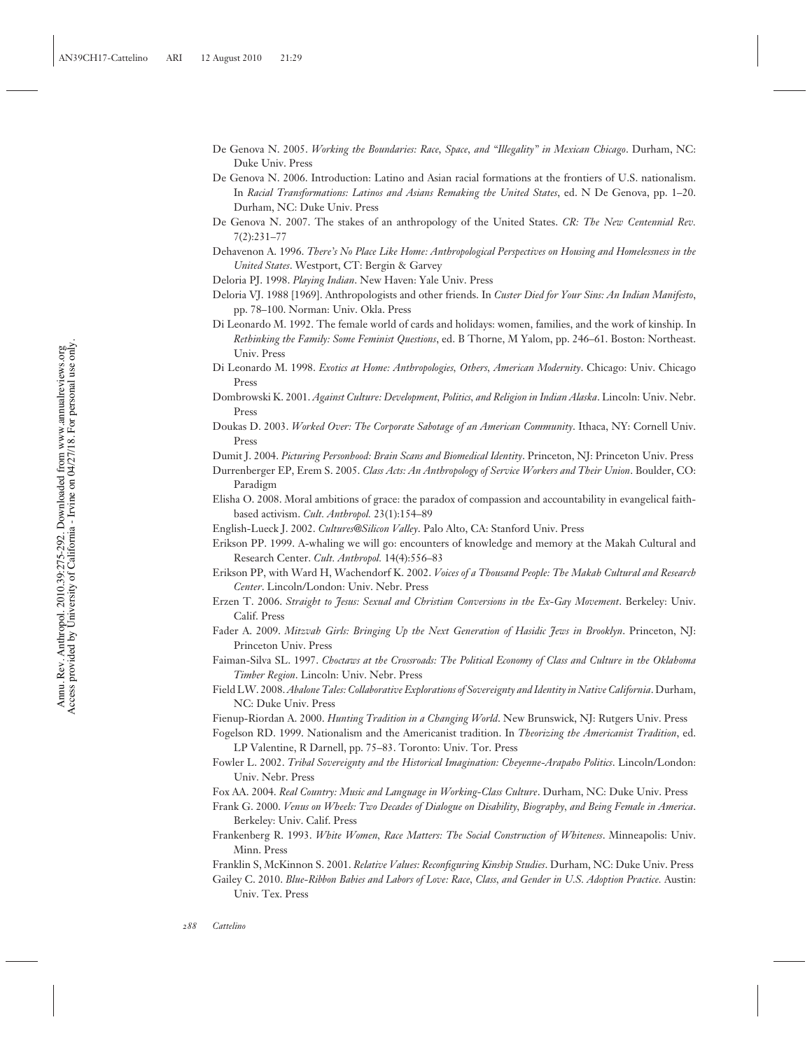De Genova N. 2005. *Working the Boundaries: Race, Space, and "Illegality" in Mexican Chicago*. Durham, NC: Duke Univ. Press

De Genova N. 2006. Introduction: Latino and Asian racial formations at the frontiers of U.S. nationalism. In *Racial Transformations: Latinos and Asians Remaking the United States*, ed. N De Genova, pp. 1–20. Durham, NC: Duke Univ. Press

De Genova N. 2007. The stakes of an anthropology of the United States. *CR: The New Centennial Rev.* 7(2):231–77

Dehavenon A. 1996. *There's No Place Like Home: Anthropological Perspectives on Housing and Homelessness in the United States*. Westport, CT: Bergin & Garvey

Deloria PJ. 1998. *Playing Indian*. New Haven: Yale Univ. Press

Deloria VJ. 1988 [1969]. Anthropologists and other friends. In *Custer Died for Your Sins: An Indian Manifesto*, pp. 78–100. Norman: Univ. Okla. Press

Di Leonardo M. 1992. The female world of cards and holidays: women, families, and the work of kinship. In *Rethinking the Family: Some Feminist Questions*, ed. B Thorne, M Yalom, pp. 246–61. Boston: Northeast. Univ. Press

Di Leonardo M. 1998. *Exotics at Home: Anthropologies, Others, American Modernity*. Chicago: Univ. Chicago Press

Dombrowski K. 2001. *Against Culture: Development, Politics, and Religion in Indian Alaska*. Lincoln: Univ. Nebr. Press

Doukas D. 2003. *Worked Over: The Corporate Sabotage of an American Community*. Ithaca, NY: Cornell Univ. Press

Dumit J. 2004. *Picturing Personhood: Brain Scans and Biomedical Identity*. Princeton, NJ: Princeton Univ. Press

Durrenberger EP, Erem S. 2005. *Class Acts: An Anthropology of Service Workers and Their Union*. Boulder, CO: Paradigm

Elisha O. 2008. Moral ambitions of grace: the paradox of compassion and accountability in evangelical faith-based activism. *Cult. Anthropol.* 23(1):154–89

English-Lueck J. 2002. *Cultures@Silicon Valley*. Palo Alto, CA: Stanford Univ. Press

Erikson PP. 1999. A-whaling we will go: encounters of knowledge and memory at the Makah Cultural and Research Center. *Cult. Anthropol.* 14(4):556–83

Erikson PP, with Ward H, Wachendorf K. 2002. *Voices of a Thousand People: The Makah Cultural and Research Center*. Lincoln/London: Univ. Nebr. Press

Erzen T. 2006. *Straight to Jesus: Sexual and Christian Conversions in the Ex-Gay Movement*. Berkeley: Univ. Calif. Press

Fader A. 2009. *Mitzvah Girls: Bringing Up the Next Generation of Hasidic Jews in Brooklyn*. Princeton, NJ: Princeton Univ. Press

Faiman-Silva SL. 1997. *Choctaws at the Crossroads: The Political Economy of Class and Culture in the Oklahoma Timber Region*. Lincoln: Univ. Nebr. Press

Field LW. 2008. *Abalone Tales: Collaborative Explorations of Sovereignty and Identity in Native California*. Durham, NC: Duke Univ. Press

Fienup-Riordan A. 2000. *Hunting Tradition in a Changing World*. New Brunswick, NJ: Rutgers Univ. Press

Fogelson RD. 1999. Nationalism and the Americanist tradition. In *Theorizing the Americanist Tradition*, ed. LP Valentine, R Darnell, pp. 75–83. Toronto: Univ. Tor. Press

Fowler L. 2002. *Tribal Sovereignty and the Historical Imagination: Cheyenne-Arapaho Politics*. Lincoln/London: Univ. Nebr. Press

Fox AA. 2004. *Real Country: Music and Language in Working-Class Culture*. Durham, NC: Duke Univ. Press

Frank G. 2000. *Venus on Wheels: Two Decades of Dialogue on Disability, Biography, and Being Female in America*. Berkeley: Univ. Calif. Press

Frankenberg R. 1993. *White Women, Race Matters: The Social Construction of Whiteness*. Minneapolis: Univ. Minn. Press

Franklin S, McKinnon S. 2001. *Relative Values: Reconfiguring Kinship Studies*. Durham, NC: Duke Univ. Press

Gailey C. 2010. *Blue-Ribbon Babies and Labors of Love: Race, Class, and Gender in U.S. Adoption Practice*. Austin: Univ. Tex. Press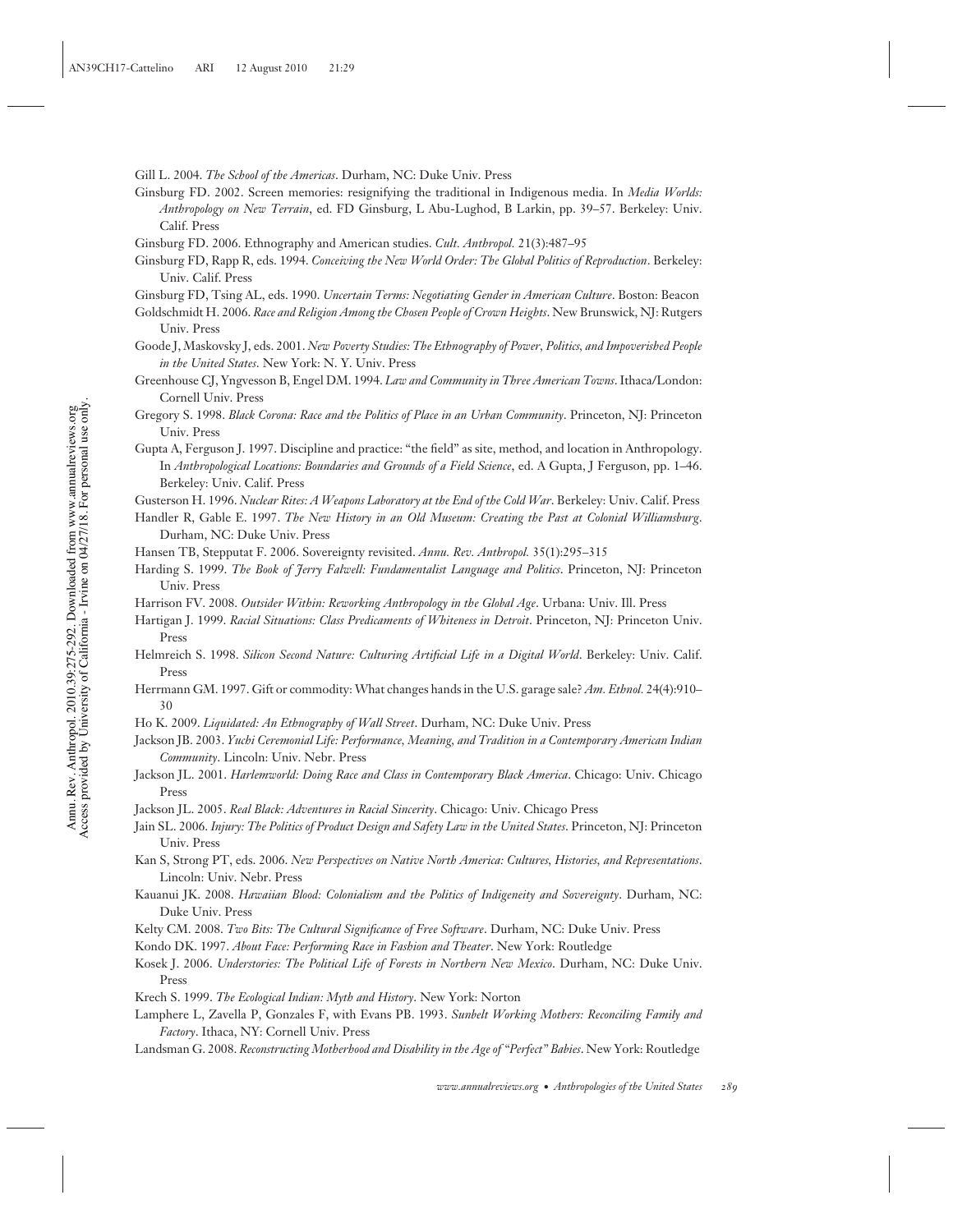Gill L. 2004. *The School of the Americas*. Durham, NC: Duke Univ. Press

Ginsburg FD. 2002. Screen memories: resignifying the traditional in Indigenous media. In *Media Worlds: Anthropology on New Terrain*, ed. FD Ginsburg, L Abu-Lughod, B Larkin, pp. 39–57. Berkeley: Univ. Calif. Press

Ginsburg FD. 2006. Ethnography and American studies. *Cult. Anthropol.* 21(3):487–95

Ginsburg FD, Rapp R, eds. 1994. *Conceiving the New World Order: The Global Politics of Reproduction*. Berkeley: Univ. Calif. Press

Ginsburg FD, Tsing AL, eds. 1990. *Uncertain Terms: Negotiating Gender in American Culture*. Boston: Beacon

Goldschmidt H. 2006. *Race and Religion Among the Chosen People of Crown Heights*. New Brunswick, NJ: Rutgers Univ. Press

Goode J, Maskovsky J, eds. 2001. *New Poverty Studies: The Ethnography of Power, Politics, and Impoverished People in the United States*. New York: N. Y. Univ. Press

Greenhouse CJ, Yngvesson B, Engel DM. 1994. *Law and Community in Three American Towns*. Ithaca/London: Cornell Univ. Press

Gregory S. 1998. *Black Corona: Race and the Politics of Place in an Urban Community*. Princeton, NJ: Princeton Univ. Press

Gupta A, Ferguson J. 1997. Discipline and practice: "the field" as site, method, and location in Anthropology. In *Anthropological Locations: Boundaries and Grounds of a Field Science*, ed. A Gupta, J Ferguson, pp. 1–46. Berkeley: Univ. Calif. Press

Gusterson H. 1996. *Nuclear Rites: A Weapons Laboratory at the End of the Cold War*. Berkeley: Univ. Calif. Press

Handler R, Gable E. 1997. *The New History in an Old Museum: Creating the Past at Colonial Williamsburg*. Durham, NC: Duke Univ. Press

Hansen TB, Stepputat F. 2006. Sovereignty revisited. *Annu. Rev. Anthropol.* 35(1):295–315

Harding S. 1999. *The Book of Jerry Falwell: Fundamentalist Language and Politics*. Princeton, NJ: Princeton Univ. Press

Harrison FV. 2008. *Outsider Within: Reworking Anthropology in the Global Age*. Urbana: Univ. Ill. Press

Hartigan J. 1999. *Racial Situations: Class Predicaments of Whiteness in Detroit*. Princeton, NJ: Princeton Univ. Press

Helmreich S. 1998. *Silicon Second Nature: Culturing Artificial Life in a Digital World*. Berkeley: Univ. Calif. Press

Herrmann GM. 1997. Gift or commodity: What changes hands in the U.S. garage sale? *Am. Ethnol.* 24(4):910–30

Ho K. 2009. *Liquidated: An Ethnography of Wall Street*. Durham, NC: Duke Univ. Press

Jackson JB. 2003. *Yuchi Ceremonial Life: Performance, Meaning, and Tradition in a Contemporary American Indian Community*. Lincoln: Univ. Nebr. Press

Jackson JL. 2001. *Harlemworld: Doing Race and Class in Contemporary Black America*. Chicago: Univ. Chicago Press

Jackson JL. 2005. *Real Black: Adventures in Racial Sincerity*. Chicago: Univ. Chicago Press

Jain SL. 2006. *Injury: The Politics of Product Design and Safety Law in the United States*. Princeton, NJ: Princeton Univ. Press

Kan S, Strong PT, eds. 2006. *New Perspectives on Native North America: Cultures, Histories, and Representations*. Lincoln: Univ. Nebr. Press

Kauanui JK. 2008. *Hawaiian Blood: Colonialism and the Politics of Indigeneity and Sovereignty*. Durham, NC: Duke Univ. Press

Kelty CM. 2008. *Two Bits: The Cultural Significance of Free Software*. Durham, NC: Duke Univ. Press

Kondo DK. 1997. *About Face: Performing Race in Fashion and Theater*. New York: Routledge

Kosek J. 2006. *Understories: The Political Life of Forests in Northern New Mexico*. Durham, NC: Duke Univ. Press

Krech S. 1999. *The Ecological Indian: Myth and History*. New York: Norton

Lamphere L, Zavella P, Gonzales F, with Evans PB. 1993. *Sunbelt Working Mothers: Reconciling Family and Factory*. Ithaca, NY: Cornell Univ. Press

Landsman G. 2008. *Reconstructing Motherhood and Disability in the Age of "Perfect" Babies*. New York: Routledge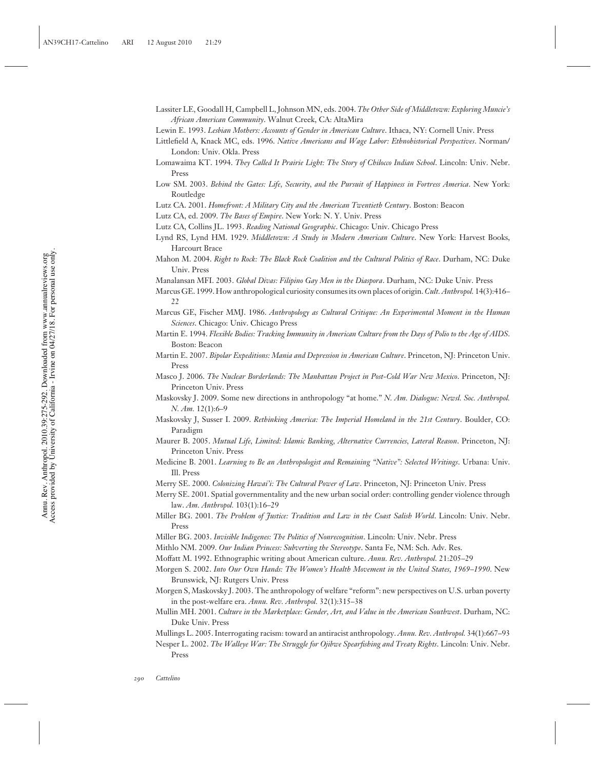Lassiter LE, Goodall H, Campbell L, Johnson MN, eds. 2004. *The Other Side of Middletown: Exploring Muncie's African American Community*. Walnut Creek, CA: AltaMira

Lewin E. 1993. *Lesbian Mothers: Accounts of Gender in American Culture*. Ithaca, NY: Cornell Univ. Press

Littlefield A, Knack MC, eds. 1996. *Native Americans and Wage Labor: Ethnohistorical Perspectives*. Norman/London: Univ. Okla. Press

Lomawaima KT. 1994. *They Called It Prairie Light: The Story of Chilocco Indian School*. Lincoln: Univ. Nebr. Press

Low SM. 2003. *Behind the Gates: Life, Security, and the Pursuit of Happiness in Fortress America*. New York: Routledge

Lutz CA. 2001. *Homefront: A Military City and the American Twentieth Century*. Boston: Beacon

Lutz CA, ed. 2009. *The Bases of Empire*. New York: N. Y. Univ. Press

Lutz CA, Collins JL. 1993. *Reading National Geographic*. Chicago: Univ. Chicago Press

Lynd RS, Lynd HM. 1929. *Middletown: A Study in Modern American Culture*. New York: Harvest Books, Harcourt Brace

Mahon M. 2004. *Right to Rock: The Black Rock Coalition and the Cultural Politics of Race*. Durham, NC: Duke Univ. Press

Manalansan MFI. 2003. *Global Divas: Filipino Gay Men in the Diaspora*. Durham, NC: Duke Univ. Press

Marcus GE. 1999. How anthropological curiosity consumes its own places of origin. *Cult. Anthropol.* 14(3):416–22

Marcus GE, Fischer MMJ. 1986. *Anthropology as Cultural Critique: An Experimental Moment in the Human Sciences*. Chicago: Univ. Chicago Press

Martin E. 1994. *Flexible Bodies: Tracking Immunity in American Culture from the Days of Polio to the Age of AIDS*. Boston: Beacon

Martin E. 2007. *Bipolar Expeditions: Mania and Depression in American Culture*. Princeton, NJ: Princeton Univ. Press

Masco J. 2006. *The Nuclear Borderlands: The Manhattan Project in Post-Cold War New Mexico*. Princeton, NJ: Princeton Univ. Press

Maskovsky J. 2009. Some new directions in anthropology "at home." *N. Am. Dialogue: Newsl. Soc. Anthropol. N. Am.* 12(1):6–9

Maskovsky J, Susser I. 2009. *Rethinking America: The Imperial Homeland in the 21st Century*. Boulder, CO: Paradigm

Maurer B. 2005. *Mutual Life, Limited: Islamic Banking, Alternative Currencies, Lateral Reason*. Princeton, NJ: Princeton Univ. Press

Medicine B. 2001. *Learning to Be an Anthropologist and Remaining "Native": Selected Writings*. Urbana: Univ. Ill. Press

Merry SE. 2000. *Colonizing Hawai'i: The Cultural Power of Law*. Princeton, NJ: Princeton Univ. Press

Merry SE. 2001. Spatial governmentality and the new urban social order: controlling gender violence through law. *Am. Anthropol.* 103(1):16–29

Miller BG. 2001. *The Problem of Justice: Tradition and Law in the Coast Salish World*. Lincoln: Univ. Nebr. Press

Miller BG. 2003. *Invisible Indigenes: The Politics of Nonrecognition*. Lincoln: Univ. Nebr. Press

Mithlo NM. 2009. *Our Indian Princess: Subverting the Stereotype*. Santa Fe, NM: Sch. Adv. Res.

Moffatt M. 1992. Ethnographic writing about American culture. *Annu. Rev. Anthropol.* 21:205–29

Morgen S. 2002. *Into Our Own Hands: The Women's Health Movement in the United States, 1969–1990*. New Brunswick, NJ: Rutgers Univ. Press

Morgen S, Maskovsky J. 2003. The anthropology of welfare "reform": new perspectives on U.S. urban poverty in the post-welfare era. *Annu. Rev. Anthropol.* 32(1):315–38

Mullin MH. 2001. *Culture in the Marketplace: Gender, Art, and Value in the American Southwest*. Durham, NC: Duke Univ. Press

Mullings L. 2005. Interrogating racism: toward an antiracist anthropology. *Annu. Rev. Anthropol.* 34(1):667–93

Nesper L. 2002. *The Walleye War: The Struggle for Ojibwe Spearfishing and Treaty Rights*. Lincoln: Univ. Nebr. Press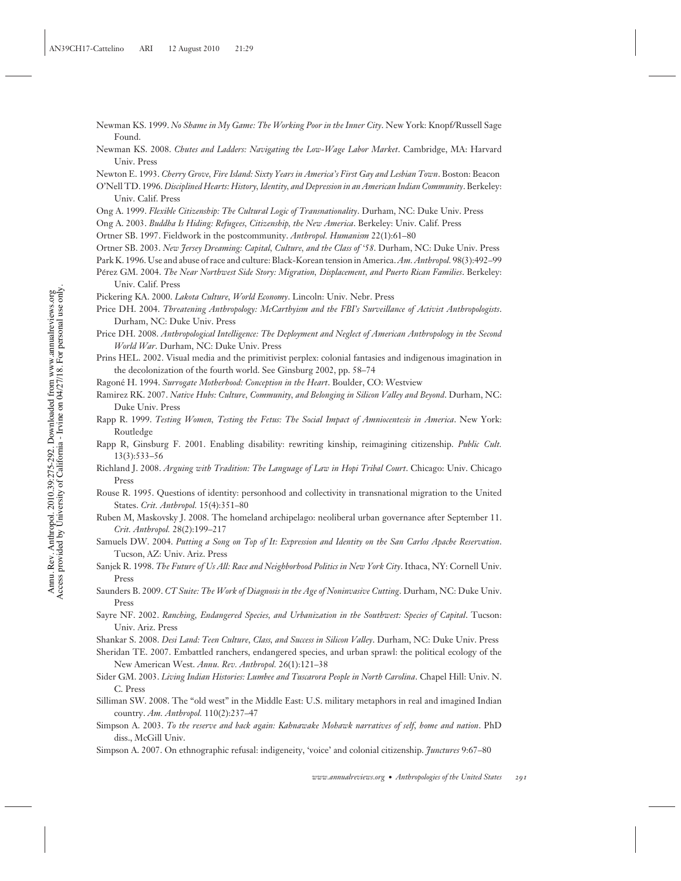Newman KS. 1999. *No Shame in My Game: The Working Poor in the Inner City*. New York: Knopf/Russell Sage Found.

Newman KS. 2008. *Chutes and Ladders: Navigating the Low-Wage Labor Market*. Cambridge, MA: Harvard Univ. Press

Newton E. 1993. *Cherry Grove, Fire Island: Sixty Years in America's First Gay and Lesbian Town*. Boston: Beacon

O'Nell TD. 1996. *Disciplined Hearts: History, Identity, and Depression in an American Indian Community*. Berkeley: Univ. Calif. Press

Ong A. 1999. *Flexible Citizenship: The Cultural Logic of Transnationality*. Durham, NC: Duke Univ. Press

Ong A. 2003. *Buddha Is Hiding: Refugees, Citizenship, the New America*. Berkeley: Univ. Calif. Press

Ortner SB. 1997. Fieldwork in the postcommunity. *Anthropol. Humanism* 22(1):61–80

Ortner SB. 2003. *New Jersey Dreaming: Capital, Culture, and the Class of '58*. Durham, NC: Duke Univ. Press

Park K. 1996. Use and abuse of race and culture: Black-Korean tension in America. *Am. Anthropol.* 98(3):492–99

Pérez GM. 2004. *The Near Northwest Side Story: Migration, Displacement, and Puerto Rican Families*. Berkeley: Univ. Calif. Press

Pickering KA. 2000. *Lakota Culture, World Economy*. Lincoln: Univ. Nebr. Press

Price DH. 2004. *Threatening Anthropology: McCarthyism and the FBI's Surveillance of Activist Anthropologists*. Durham, NC: Duke Univ. Press

Price DH. 2008. *Anthropological Intelligence: The Deployment and Neglect of American Anthropology in the Second World War*. Durham, NC: Duke Univ. Press

Prins HEL. 2002. Visual media and the primitivist perplex: colonial fantasies and indigenous imagination in the decolonization of the fourth world. See Ginsburg 2002, pp. 58–74

Ragoné H. 1994. *Surrogate Motherhood: Conception in the Heart*. Boulder, CO: Westview

Ramirez RK. 2007. *Native Hubs: Culture, Community, and Belonging in Silicon Valley and Beyond*. Durham, NC: Duke Univ. Press

Rapp R. 1999. *Testing Women, Testing the Fetus: The Social Impact of Amniocentesis in America*. New York: Routledge

Rapp R, Ginsburg F. 2001. Enabling disability: rewriting kinship, reimagining citizenship. *Public Cult.* 13(3):533–56

Richland J. 2008. *Arguing with Tradition: The Language of Law in Hopi Tribal Court*. Chicago: Univ. Chicago Press

Rouse R. 1995. Questions of identity: personhood and collectivity in transnational migration to the United States. *Crit. Anthropol.* 15(4):351–80

Ruben M, Maskovsky J. 2008. The homeland archipelago: neoliberal urban governance after September 11. *Crit. Anthropol.* 28(2):199–217

Samuels DW. 2004. *Putting a Song on Top of It: Expression and Identity on the San Carlos Apache Reservation*. Tucson, AZ: Univ. Ariz. Press

Sanjek R. 1998. *The Future of Us All: Race and Neighborhood Politics in New York City*. Ithaca, NY: Cornell Univ. Press

Saunders B. 2009. *CT Suite: The Work of Diagnosis in the Age of Noninvasive Cutting*. Durham, NC: Duke Univ. Press

Sayre NF. 2002. *Ranching, Endangered Species, and Urbanization in the Southwest: Species of Capital*. Tucson: Univ. Ariz. Press

Shankar S. 2008. *Desi Land: Teen Culture, Class, and Success in Silicon Valley*. Durham, NC: Duke Univ. Press

Sheridan TE. 2007. Embattled ranchers, endangered species, and urban sprawl: the political ecology of the New American West. *Annu. Rev. Anthropol.* 26(1):121–38

Sider GM. 2003. *Living Indian Histories: Lumbee and Tuscarora People in North Carolina*. Chapel Hill: Univ. N. C. Press

Silliman SW. 2008. The "old west" in the Middle East: U.S. military metaphors in real and imagined Indian country. *Am. Anthropol.* 110(2):237–47

Simpson A. 2003. *To the reserve and back again: Kahnawake Mohawk narratives of self, home and nation*. PhD diss., McGill Univ.

Simpson A. 2007. On ethnographic refusal: indigeneity, 'voice' and colonial citizenship. *Junctures* 9:67–80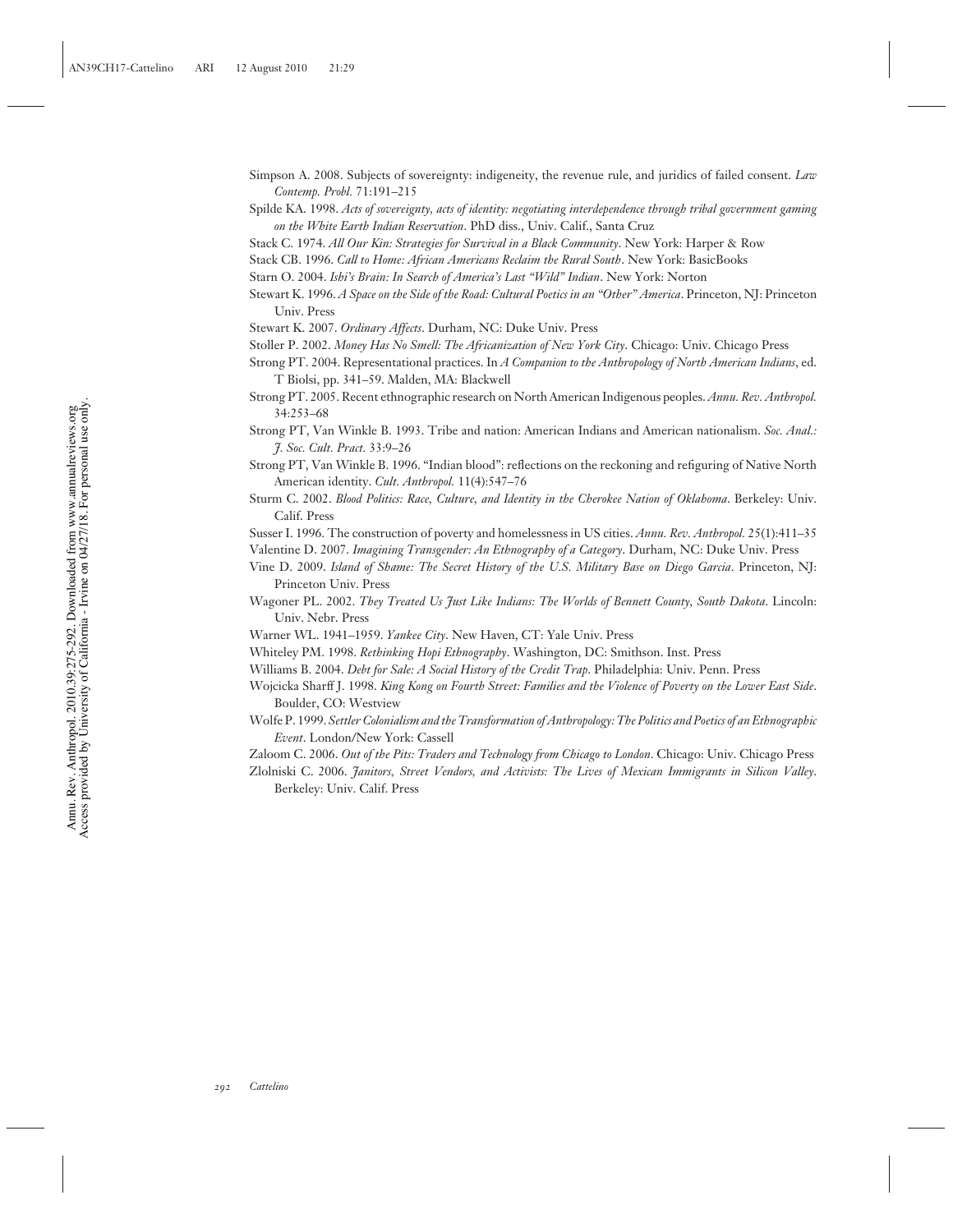Simpson A. 2008. Subjects of sovereignty: indigeneity, the revenue rule, and juridics of failed consent. *Law Contemp. Probl.* 71:191–215

Spilde KA. 1998. *Acts of sovereignty, acts of identity: negotiating interdependence through tribal government gaming on the White Earth Indian Reservation*. PhD diss., Univ. Calif., Santa Cruz

Stack C. 1974. *All Our Kin: Strategies for Survival in a Black Community*. New York: Harper & Row

Stack CB. 1996. *Call to Home: African Americans Reclaim the Rural South*. New York: BasicBooks

Starn O. 2004. *Ishi's Brain: In Search of America's Last "Wild" Indian*. New York: Norton

Stewart K. 1996. *A Space on the Side of the Road: Cultural Poetics in an "Other" America*. Princeton, NJ: Princeton Univ. Press

Stewart K. 2007. *Ordinary Affects*. Durham, NC: Duke Univ. Press

Stoller P. 2002. *Money Has No Smell: The Africanization of New York City*. Chicago: Univ. Chicago Press

Strong PT. 2004. Representational practices. In *A Companion to the Anthropology of North American Indians*, ed. T Biolsi, pp. 341–59. Malden, MA: Blackwell

Strong PT. 2005. Recent ethnographic research on North American Indigenous peoples. *Annu. Rev. Anthropol.* 34:253–68

Strong PT, Van Winkle B. 1993. Tribe and nation: American Indians and American nationalism. *Soc. Anal.: J. Soc. Cult. Pract.* 33:9–26

Strong PT, Van Winkle B. 1996. "Indian blood": reflections on the reckoning and refiguring of Native North American identity. *Cult. Anthropol.* 11(4):547–76

Sturm C. 2002. *Blood Politics: Race, Culture, and Identity in the Cherokee Nation of Oklahoma*. Berkeley: Univ. Calif. Press

Susser I. 1996. The construction of poverty and homelessness in US cities. *Annu. Rev. Anthropol.* 25(1):411–35

Valentine D. 2007. *Imagining Transgender: An Ethnography of a Category*. Durham, NC: Duke Univ. Press

Vine D. 2009. *Island of Shame: The Secret History of the U.S. Military Base on Diego Garcia*. Princeton, NJ: Princeton Univ. Press

Wagoner PL. 2002. *They Treated Us Just Like Indians: The Worlds of Bennett County, South Dakota*. Lincoln: Univ. Nebr. Press

Warner WL. 1941–1959. *Yankee City*. New Haven, CT: Yale Univ. Press

Whiteley PM. 1998. *Rethinking Hopi Ethnography*. Washington, DC: Smithson. Inst. Press

Williams B. 2004. *Debt for Sale: A Social History of the Credit Trap*. Philadelphia: Univ. Penn. Press

Wojcicka Sharff J. 1998. *King Kong on Fourth Street: Families and the Violence of Poverty on the Lower East Side*. Boulder, CO: Westview

Wolfe P. 1999. *Settler Colonialism and the Transformation of Anthropology: The Politics and Poetics of an Ethnographic Event*. London/New York: Cassell

Zaloom C. 2006. *Out of the Pits: Traders and Technology from Chicago to London*. Chicago: Univ. Chicago Press

Zlolniski C. 2006. *Janitors, Street Vendors, and Activists: The Lives of Mexican Immigrants in Silicon Valley*. Berkeley: Univ. Calif. Press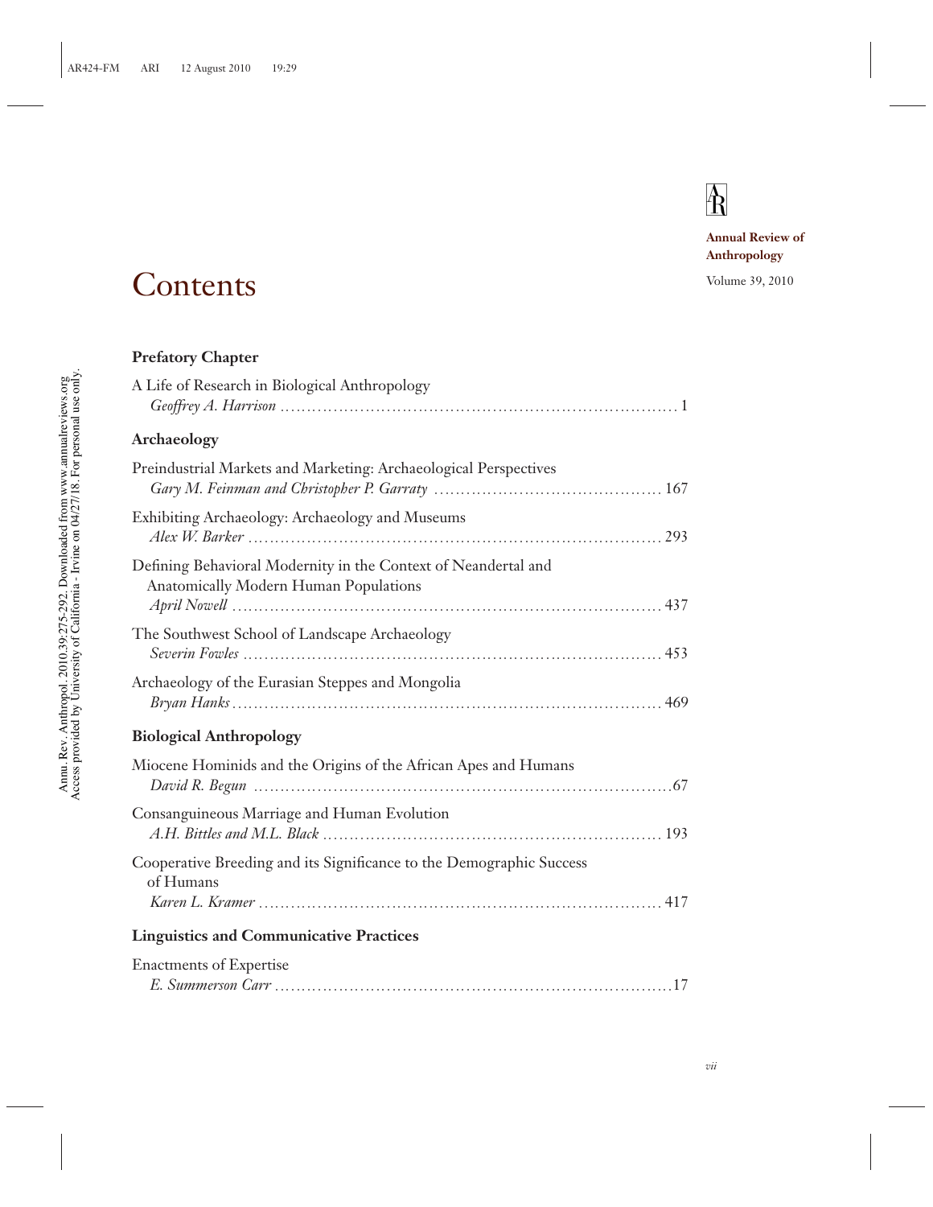Annual Review of Anthropology

Volume 39, 2010

# Contents

### Prefatory Chapter

A Life of Research in Biological Anthropology
*Geoffrey A. Harrison* . . . . . . . . . . 1

### Archaeology

Preindustrial Markets and Marketing: Archaeological Perspectives
*Gary M. Feinman and Christopher P. Garraty* . . . . . . . . . . 167

Exhibiting Archaeology: Archaeology and Museums
*Alex W. Barker* . . . . . . . . . . 293

Defining Behavioral Modernity in the Context of Neandertal and Anatomically Modern Human Populations
*April Nowell* . . . . . . . . . . 437

The Southwest School of Landscape Archaeology
*Severin Fowles* . . . . . . . . . . 453

Archaeology of the Eurasian Steppes and Mongolia
*Bryan Hanks* . . . . . . . . . . 469

### Biological Anthropology

Miocene Hominids and the Origins of the African Apes and Humans
*David R. Begun* . . . . . . . . . . 67

Consanguineous Marriage and Human Evolution
*A.H. Bittles and M.L. Black* . . . . . . . . . . 193

Cooperative Breeding and its Significance to the Demographic Success of Humans
*Karen L. Kramer* . . . . . . . . . . 417

### Linguistics and Communicative Practices

Enactments of Expertise
*E. Summerson Carr* . . . . . . . . . . 17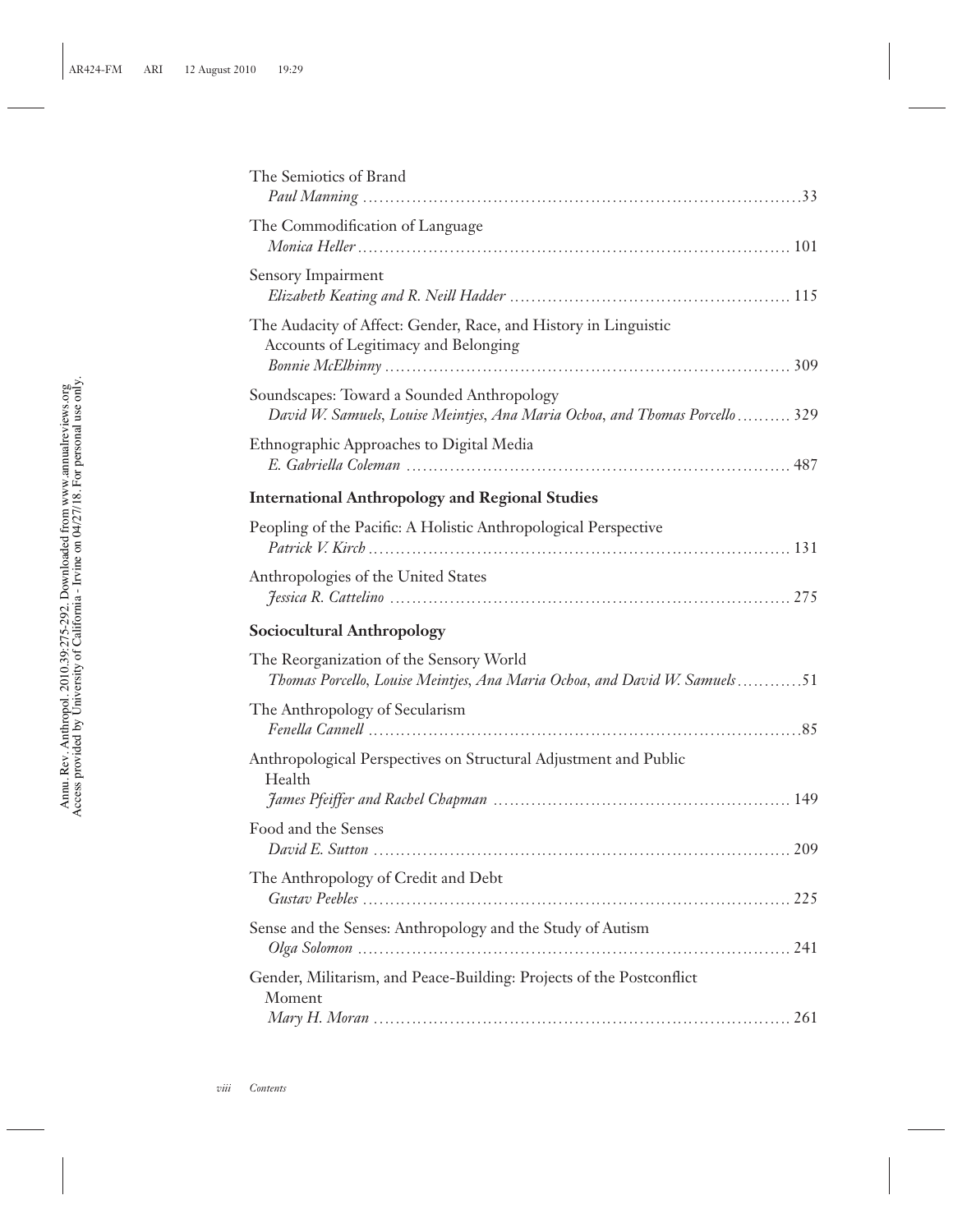The Semiotics of Brand
*Paul Manning* . . . . . . . . . . . . . . . . . . . . . . . . . . . . . . . . . . . . . . . . . . . . . . . . . . . . . . . . . . . . . . . . . . . . . 33

The Commodification of Language
*Monica Heller* . . . . . . . . . . . . . . . . . . . . . . . . . . . . . . . . . . . . . . . . . . . . . . . . . . . . . . . . . . . . . . . . . . . . . 101

Sensory Impairment
*Elizabeth Keating and R. Neill Hadder* . . . . . . . . . . . . . . . . . . . . . . . . . . . . . . . . . . . . . . . . . . . . . . . . 115

The Audacity of Affect: Gender, Race, and History in Linguistic Accounts of Legitimacy and Belonging
*Bonnie McElhinny* . . . . . . . . . . . . . . . . . . . . . . . . . . . . . . . . . . . . . . . . . . . . . . . . . . . . . . . . . . . . . . . . . 309

Soundscapes: Toward a Sounded Anthropology
*David W. Samuels, Louise Meintjes, Ana Maria Ochoa, and Thomas Porcello* . . . . . . . . . . 329

Ethnographic Approaches to Digital Media
*E. Gabriella Coleman* . . . . . . . . . . . . . . . . . . . . . . . . . . . . . . . . . . . . . . . . . . . . . . . . . . . . . . . . . . . . . . 487

## International Anthropology and Regional Studies

Peopling of the Pacific: A Holistic Anthropological Perspective
*Patrick V. Kirch* . . . . . . . . . . . . . . . . . . . . . . . . . . . . . . . . . . . . . . . . . . . . . . . . . . . . . . . . . . . . . . . . . . . . 131

Anthropologies of the United States
*Jessica R. Cattelino* . . . . . . . . . . . . . . . . . . . . . . . . . . . . . . . . . . . . . . . . . . . . . . . . . . . . . . . . . . . . . . . . 275

## Sociocultural Anthropology

The Reorganization of the Sensory World
*Thomas Porcello, Louise Meintjes, Ana Maria Ochoa, and David W. Samuels* . . . . . . . . . . . .51

The Anthropology of Secularism
*Fenella Cannell* . . . . . . . . . . . . . . . . . . . . . . . . . . . . . . . . . . . . . . . . . . . . . . . . . . . . . . . . . . . . . . . . . . . . .85

Anthropological Perspectives on Structural Adjustment and Public Health
*James Pfeiffer and Rachel Chapman* . . . . . . . . . . . . . . . . . . . . . . . . . . . . . . . . . . . . . . . . . . . . . . . . . 149

Food and the Senses
*David E. Sutton* . . . . . . . . . . . . . . . . . . . . . . . . . . . . . . . . . . . . . . . . . . . . . . . . . . . . . . . . . . . . . . . . . . . . 209

The Anthropology of Credit and Debt
*Gustav Peebles* . . . . . . . . . . . . . . . . . . . . . . . . . . . . . . . . . . . . . . . . . . . . . . . . . . . . . . . . . . . . . . . . . . . . 225

Sense and the Senses: Anthropology and the Study of Autism
*Olga Solomon* . . . . . . . . . . . . . . . . . . . . . . . . . . . . . . . . . . . . . . . . . . . . . . . . . . . . . . . . . . . . . . . . . . . . . 241

Gender, Militarism, and Peace-Building: Projects of the Postconflict Moment
*Mary H. Moran* . . . . . . . . . . . . . . . . . . . . . . . . . . . . . . . . . . . . . . . . . . . . . . . . . . . . . . . . . . . . . . . . . . . . 261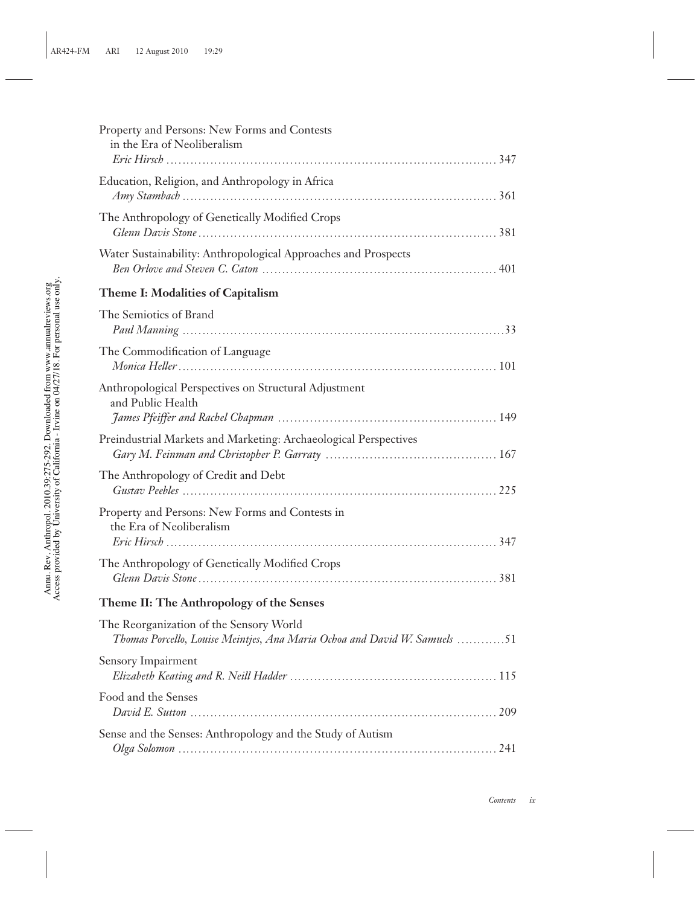Property and Persons: New Forms and Contests in the Era of Neoliberalism
*Eric Hirsch* ............ 347

Education, Religion, and Anthropology in Africa
*Amy Stambach* ............ 361

The Anthropology of Genetically Modified Crops
*Glenn Davis Stone* ............ 381

Water Sustainability: Anthropological Approaches and Prospects
*Ben Orlove and Steven C. Caton* ............ 401

### Theme I: Modalities of Capitalism

The Semiotics of Brand
*Paul Manning* ............ 33

The Commodification of Language
*Monica Heller* ............ 101

Anthropological Perspectives on Structural Adjustment and Public Health
*James Pfeiffer and Rachel Chapman* ............ 149

Preindustrial Markets and Marketing: Archaeological Perspectives
*Gary M. Feinman and Christopher P. Garraty* ............ 167

The Anthropology of Credit and Debt
*Gustav Peebles* ............ 225

Property and Persons: New Forms and Contests in the Era of Neoliberalism
*Eric Hirsch* ............ 347

The Anthropology of Genetically Modified Crops
*Glenn Davis Stone* ............ 381

### Theme II: The Anthropology of the Senses

The Reorganization of the Sensory World
*Thomas Porcello, Louise Meintjes, Ana Maria Ochoa and David W. Samuels* ............ 51

Sensory Impairment
*Elizabeth Keating and R. Neill Hadder* ............ 115

Food and the Senses
*David E. Sutton* ............ 209

Sense and the Senses: Anthropology and the Study of Autism
*Olga Solomon* ............ 241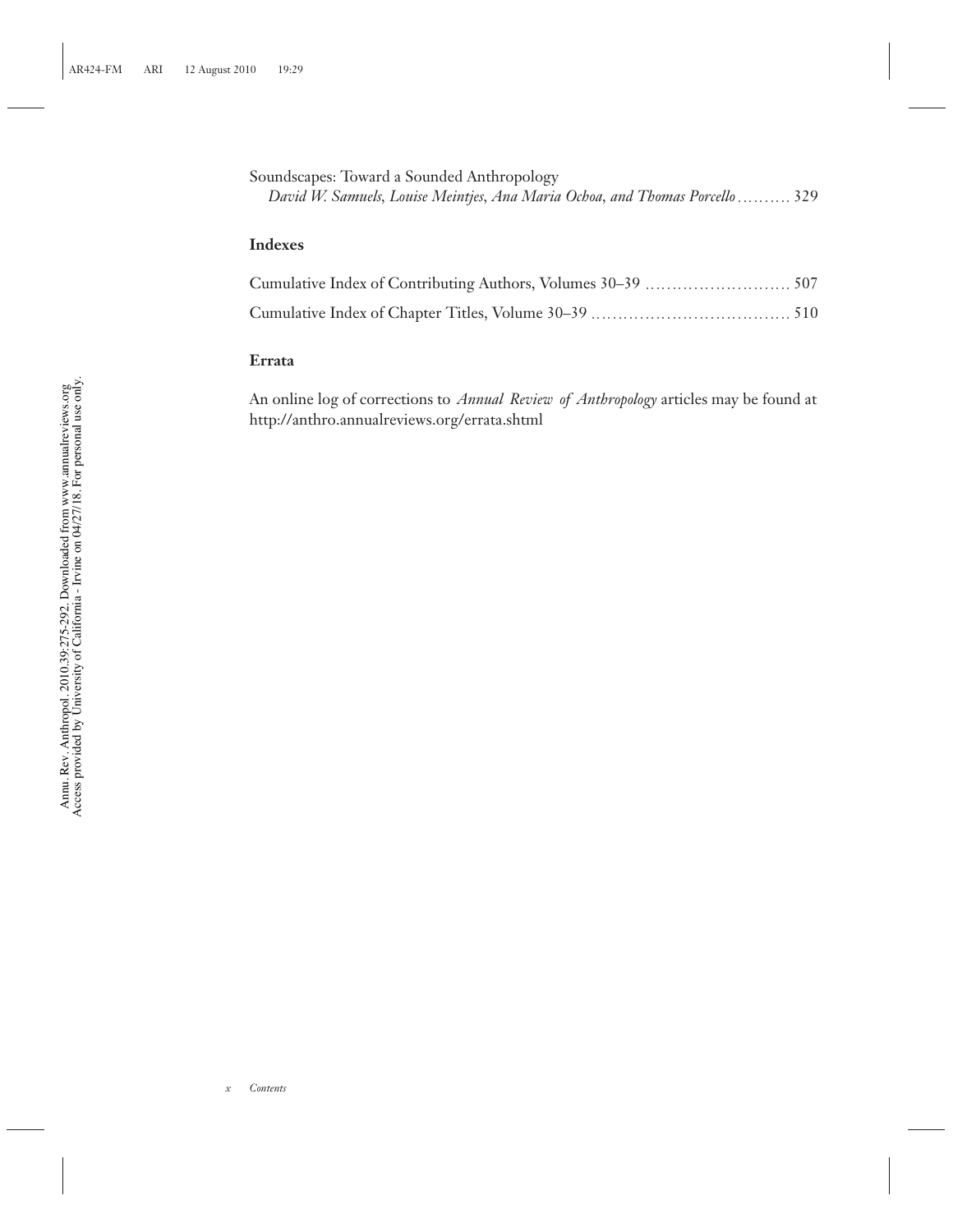Soundscapes: Toward a Sounded Anthropology
*David W. Samuels, Louise Meintjes, Ana Maria Ochoa, and Thomas Porcello* .......... 329

## Indexes

Cumulative Index of Contributing Authors, Volumes 30–39 .......................... 507

Cumulative Index of Chapter Titles, Volume 30–39 .................................. 510

## Errata

An online log of corrections to *Annual Review of Anthropology* articles may be found at http://anthro.annualreviews.org/errata.shtml